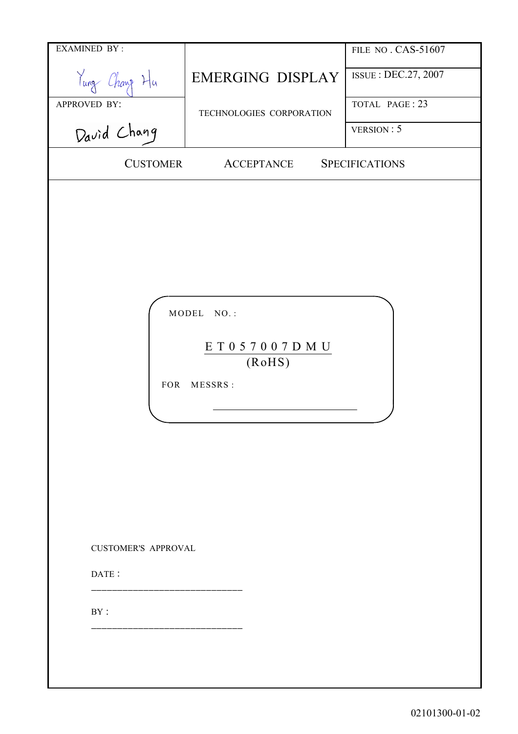| EXAMINED BY : | EMERGING DISPLAY | FILE NO . CAS-51607 |
| --- | --- | --- |
| Yung Chang Hu | | ISSUE : DEC.27, 2007 |
| APPROVED BY: | TECHNOLOGIES CORPORATION | TOTAL PAGE : 23 |
| David Chang | | VERSION : 5 |

# CUSTOMER ACCEPTANCE SPECIFICATIONS

MODEL NO. :

**ET057007DMU**
(RoHS)

FOR MESSRS :

______________________________

CUSTOMER'S APPROVAL

DATE :

______________________________

BY :

______________________________

02101300-01-02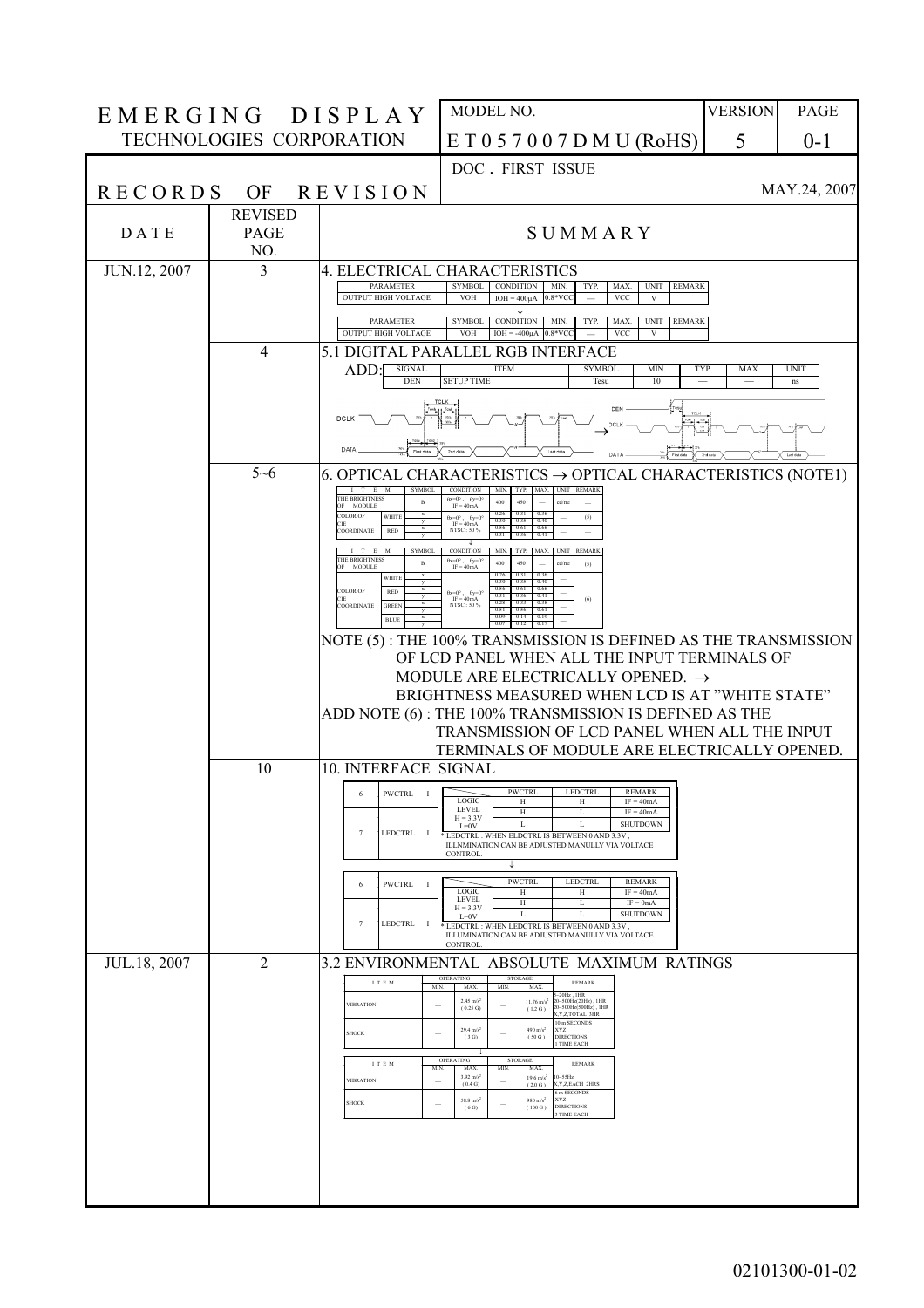| EMERGING DISPLAY TECHNOLOGIES CORPORATION | MODEL NO. | VERSION | PAGE |
|---|---|---|---|
| | ET057007DMU (RoHS) | 5 | 0-1 |

# RECORDS OF REVISION

DOC. FIRST ISSUE MAY.24, 2007

| DATE | REVISED PAGE NO. | SUMMARY |
|---|---|---|
| JUN.12, 2007 | 3 | 4. ELECTRICAL CHARACTERISTICS |
| | 4 | 5.1 DIGITAL PARALLEL RGB INTERFACE |
| | 5~6 | 6. OPTICAL CHARACTERISTICS → OPTICAL CHARACTERISTICS (NOTE1) |
| | 10 | 10. INTERFACE SIGNAL |
| JUL.18, 2007 | 2 | 3.2 ENVIRONMENTAL ABSOLUTE MAXIMUM RATINGS |

**JUN.12, 2007 — Page 3 — 4. ELECTRICAL CHARACTERISTICS**

| PARAMETER | SYMBOL | CONDITION | MIN. | TYP. | MAX. | UNIT | REMARK |
|---|---|---|---|---|---|---|---|
| OUTPUT HIGH VOLTAGE | VOH | IOH = 400μA | 0.8*VCC | — | VCC | V | |

↓

| PARAMETER | SYMBOL | CONDITION | MIN. | TYP. | MAX. | UNIT | REMARK |
|---|---|---|---|---|---|---|---|
| OUTPUT HIGH VOLTAGE | VOH | IOH = -400μA | 0.8*VCC | — | VCC | V | |

**Page 4 — 5.1 DIGITAL PARALLEL RGB INTERFACE**

ADD:

| SIGNAL | ITEM | SYMBOL | MIN. | TYP. | MAX. | UNIT |
|---|---|---|---|---|---|---|
| DEN | SETUP TIME | Tesu | 10 | — | — | ns |

(Timing diagram DCLK / DATA → DEN / DCLK / DATA)

**Page 5~6 — 6. OPTICAL CHARACTERISTICS → OPTICAL CHARACTERISTICS (NOTE1)**

| ITEM | | SYMBOL | CONDITION | MIN. | TYP. | MAX. | UNIT | REMARK |
|---|---|---|---|---|---|---|---|---|
| THE BRIGHTNESS OF MODULE | | B | θx=0°, θy=0° IF = 40mA | 400 | 450 | — | cd/m² | — |
| COLOR OF CIE COORDINATE | WHITE | x | θx=0°, θy=0° IF = 40mA NTSC : 50 % | 0.26 | 0.31 | 0.36 | — | (5) |
| | | y | | 0.30 | 0.35 | 0.40 | | |
| | RED | x | | 0.56 | 0.61 | 0.66 | — | — |
| | | y | | 0.31 | 0.36 | 0.41 | | |

↓

| ITEM | | SYMBOL | CONDITION | MIN. | TYP. | MAX. | UNIT | REMARK |
|---|---|---|---|---|---|---|---|---|
| THE BRIGHTNESS OF MODULE | | B | θx=0°, θy=0° IF = 40mA | 400 | 450 | — | cd/m² | (5) |
| COLOR OF CIE COORDINATE | WHITE | x | θx=0°, θy=0° IF = 40mA NTSC : 50 % | 0.26 | 0.31 | 0.36 | — | (6) |
| | | y | | 0.30 | 0.35 | 0.40 | | |
| | RED | x | | 0.56 | 0.61 | 0.66 | — | |
| | | y | | 0.31 | 0.36 | 0.41 | | |
| | GREEN | x | | 0.28 | 0.33 | 0.38 | — | |
| | | y | | 0.51 | 0.56 | 0.61 | | |
| | BLUE | x | | 0.09 | 0.14 | 0.19 | — | |
| | | y | | 0.07 | 0.12 | 0.17 | | |

NOTE (5) : THE 100% TRANSMISSION IS DEFINED AS THE TRANSMISSION OF LCD PANEL WHEN ALL THE INPUT TERMINALS OF MODULE ARE ELECTRICALLY OPENED. → BRIGHTNESS MEASURED WHEN LCD IS AT "WHITE STATE"

ADD NOTE (6) : THE 100% TRANSMISSION IS DEFINED AS THE TRANSMISSION OF LCD PANEL WHEN ALL THE INPUT TERMINALS OF MODULE ARE ELECTRICALLY OPENED.

**Page 10 — 10. INTERFACE SIGNAL**

| PIN | SIGNAL | I/O | | PWCTRL | LEDCTRL | REMARK |
|---|---|---|---|---|---|---|
| 6 | PWCTRL | I | LOGIC LEVEL H = 3.3V L=0V | H | H | IF = 40mA |
| | | | | H | L | IF = 40mA |
| 7 | LEDCTRL | I | | L | L | SHUTDOWN |

\* LEDCTRL : WHEN ELDCTRL IS BETWEEN 0 AND 3.3V, ILLNMINATION CAN BE ADJUSTED MANULLY VIA VOLTACE CONTROL.

↓

| PIN | SIGNAL | I/O | | PWCTRL | LEDCTRL | REMARK |
|---|---|---|---|---|---|---|
| 6 | PWCTRL | I | LOGIC LEVEL H = 3.3V L=0V | H | H | IF = 40mA |
| | | | | H | L | IF = 0mA |
| 7 | LEDCTRL | I | | L | L | SHUTDOWN |

\* LEDCTRL : WHEN LEDCTRL IS BETWEEN 0 AND 3.3V, ILLUMINATION CAN BE ADJUSTED MANULLY VIA VOLTACE CONTROL.

**JUL.18, 2007 — Page 2 — 3.2 ENVIRONMENTAL ABSOLUTE MAXIMUM RATINGS**

| ITEM | OPERATING MIN. | OPERATING MAX. | STORAGE MIN. | STORAGE MAX. | REMARK |
|---|---|---|---|---|---|
| VIBRATION | — | 2.45 m/s² (0.25 G) | — | 11.76 m/s² (1.2 G) | 5~20Hz, 1HR 20~500Hz(20Hz), 1HR 20~500Hz(500Hz), 1HR X,Y,Z,TOTAL 3HR |
| SHOCK | — | 29.4 m/s² (3 G) | — | 490 m/s² (50 G) | 10 m SECONDS XYZ DIRECTIONS 1 TIME EACH |

↓

| ITEM | OPERATING MIN. | OPERATING MAX. | STORAGE MIN. | STORAGE MAX. | REMARK |
|---|---|---|---|---|---|
| VIBRATION | — | 3.92 m/s² (0.4 G) | — | 19.6 m/s² (2.0 G) | 10~55Hz X,Y,Z,EACH 2HRS |
| SHOCK | — | 58.8 m/s² (6 G) | — | 980 m/s² (100 G) | 6 m SECONDS XYZ DIRECTIONS 1 TIME EACH |

02101300-01-02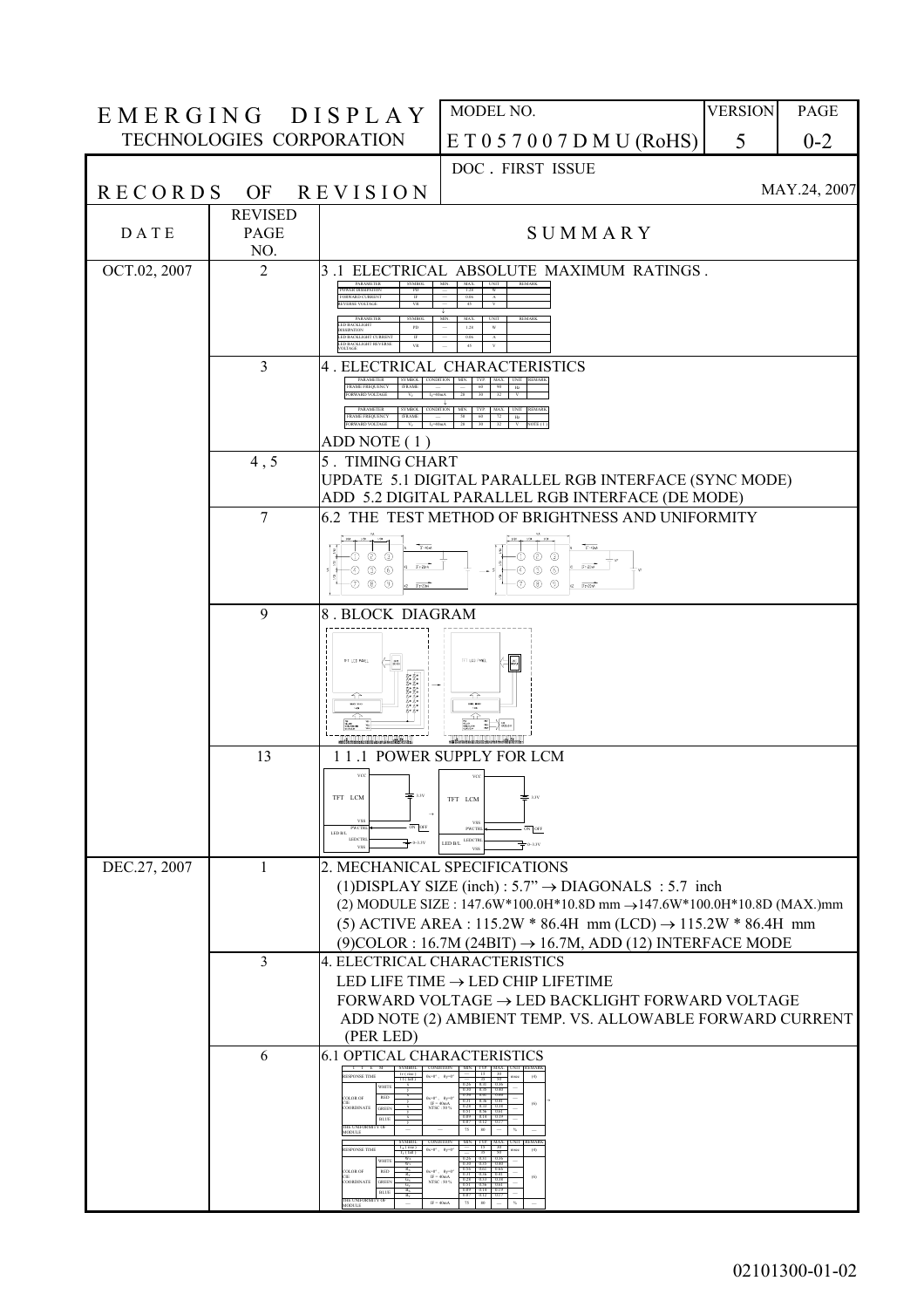| EMERGING DISPLAY TECHNOLOGIES CORPORATION | MODEL NO. | VERSION | PAGE |
|---|---|---|---|
| | ET057007DMU (RoHS) | 5 | 0-2 |

# RECORDS OF REVISION

DOC . FIRST ISSUE MAY.24, 2007

| DATE | REVISED PAGE NO. | SUMMARY |
|---|---|---|
| OCT.02, 2007 | 2 | 3 .1 ELECTRICAL ABSOLUTE MAXIMUM RATINGS . |
| | 3 | 4 . ELECTRICAL CHARACTERISTICS<br>ADD NOTE ( 1 ) |
| | 4 , 5 | 5 . TIMING CHART<br>UPDATE 5.1 DIGITAL PARALLEL RGB INTERFACE (SYNC MODE)<br>ADD 5.2 DIGITAL PARALLEL RGB INTERFACE (DE MODE) |
| | 7 | 6.2 THE TEST METHOD OF BRIGHTNESS AND UNIFORMITY |
| | 9 | 8 . BLOCK DIAGRAM |
| | 13 | 11 .1 POWER SUPPLY FOR LCM |
| DEC.27, 2007 | 1 | 2. MECHANICAL SPECIFICATIONS<br>(1)DISPLAY SIZE (inch) : 5.7" → DIAGONALS : 5.7 inch<br>(2) MODULE SIZE : 147.6W*100.0H*10.8D mm →147.6W*100.0H*10.8D (MAX.)mm<br>(5) ACTIVE AREA : 115.2W * 86.4H mm (LCD) → 115.2W * 86.4H mm<br>(9)COLOR : 16.7M (24BIT) → 16.7M, ADD (12) INTERFACE MODE |
| | 3 | 4. ELECTRICAL CHARACTERISTICS<br>LED LIFE TIME → LED CHIP LIFETIME<br>FORWARD VOLTAGE → LED BACKLIGHT FORWARD VOLTAGE<br>ADD NOTE (2) AMBIENT TEMP. VS. ALLOWABLE FORWARD CURRENT (PER LED) |
| | 6 | 6.1 OPTICAL CHARACTERISTICS |

02101300-01-02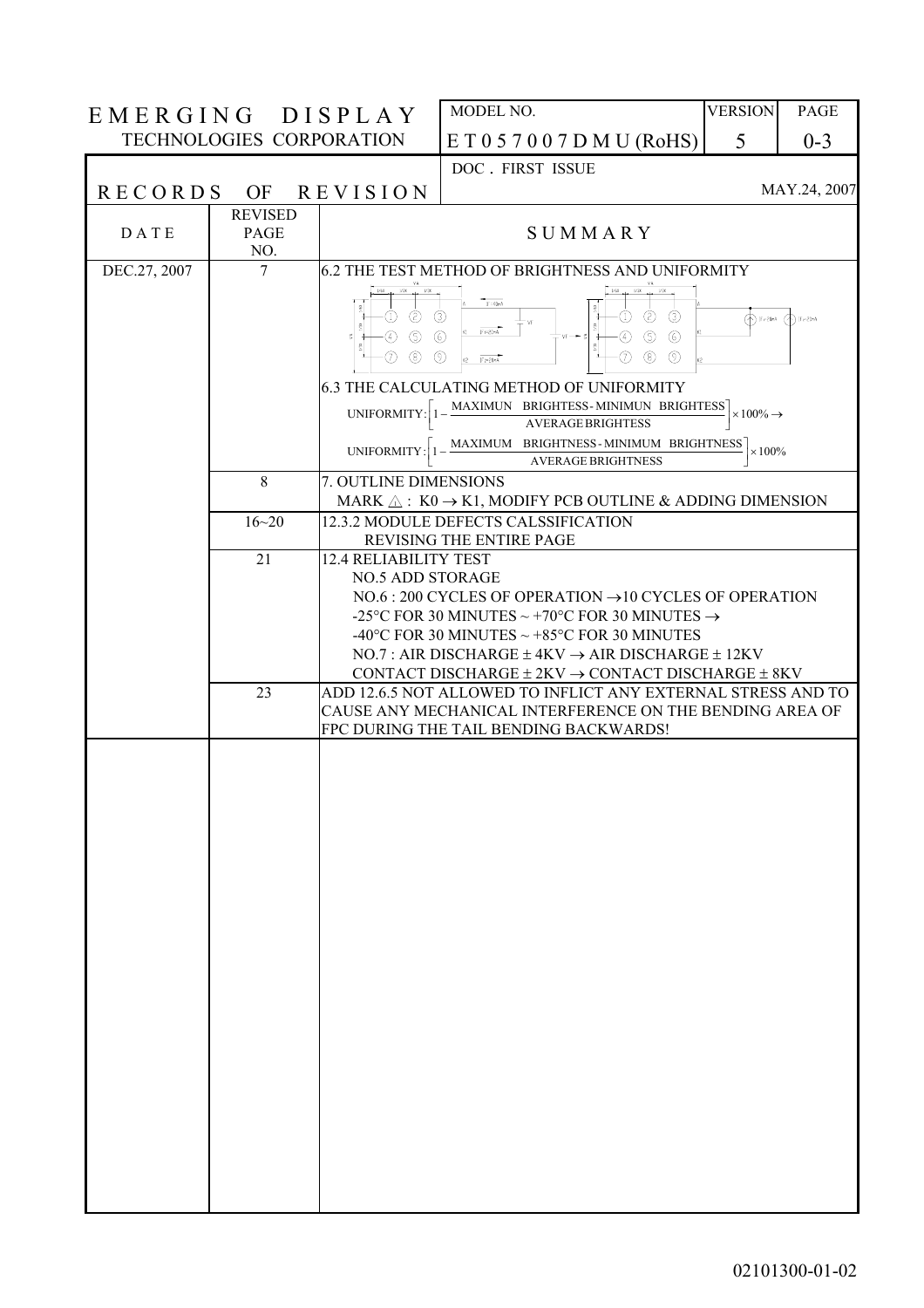| EMERGING DISPLAY TECHNOLOGIES CORPORATION | MODEL NO. | VERSION | PAGE |
|---|---|---|---|
| | ET057007DMU (RoHS) | 5 | 0-3 |

## RECORDS OF REVISION

DOC. FIRST ISSUE — MAY.24, 2007

| DATE | REVISED PAGE NO. | SUMMARY |
|---|---|---|
| DEC.27, 2007 | 7 | 6.2 THE TEST METHOD OF BRIGHTNESS AND UNIFORMITY<br>6.3 THE CALCULATING METHOD OF UNIFORMITY<br>$\text{UNIFORMITY}: \left[1-\frac{\text{MAXIMUN BRIGHTESS - MINIMUN BRIGHTESS}}{\text{AVERAGE BRIGHTESS}}\right]\times 100\% \rightarrow$<br>$\text{UNIFORMITY}: \left[1-\frac{\text{MAXIMUM BRIGHTNESS - MINIMUM BRIGHTNESS}}{\text{AVERAGE BRIGHTNESS}}\right]\times 100\%$ |
| | 8 | 7. OUTLINE DIMENSIONS<br>MARK ⚠ : K0 → K1, MODIFY PCB OUTLINE & ADDING DIMENSION |
| | 16~20 | 12.3.2 MODULE DEFECTS CALSSIFICATION<br>REVISING THE ENTIRE PAGE |
| | 21 | 12.4 RELIABILITY TEST<br>NO.5 ADD STORAGE<br>NO.6 : 200 CYCLES OF OPERATION →10 CYCLES OF OPERATION<br>-25°C FOR 30 MINUTES ~ +70°C FOR 30 MINUTES →<br>-40°C FOR 30 MINUTES ~ +85°C FOR 30 MINUTES<br>NO.7 : AIR DISCHARGE ± 4KV → AIR DISCHARGE ± 12KV<br>CONTACT DISCHARGE ± 2KV → CONTACT DISCHARGE ± 8KV |
| | 23 | ADD 12.6.5 NOT ALLOWED TO INFLICT ANY EXTERNAL STRESS AND TO CAUSE ANY MECHANICAL INTERFERENCE ON THE BENDING AREA OF FPC DURING THE TAIL BENDING BACKWARDS! |

02101300-01-02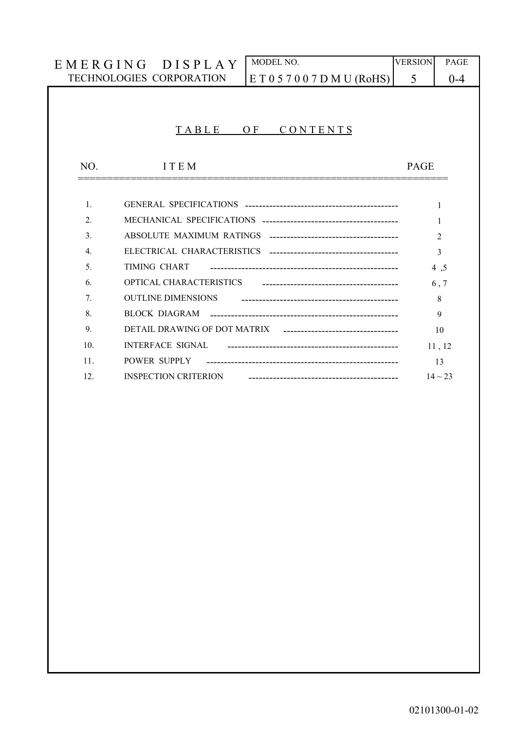# TABLE OF CONTENTS

| NO. | ITEM | PAGE |
|---|---|---|
| 1. | GENERAL SPECIFICATIONS | 1 |
| 2. | MECHANICAL SPECIFICATIONS | 1 |
| 3. | ABSOLUTE MAXIMUM RATINGS | 2 |
| 4. | ELECTRICAL CHARACTERISTICS | 3 |
| 5. | TIMING CHART | 4 ,5 |
| 6. | OPTICAL CHARACTERISTICS | 6 , 7 |
| 7. | OUTLINE DIMENSIONS | 8 |
| 8. | BLOCK DIAGRAM | 9 |
| 9. | DETAIL DRAWING OF DOT MATRIX | 10 |
| 10. | INTERFACE SIGNAL | 11 , 12 |
| 11. | POWER SUPPLY | 13 |
| 12. | INSPECTION CRITERION | 14 ~ 23 |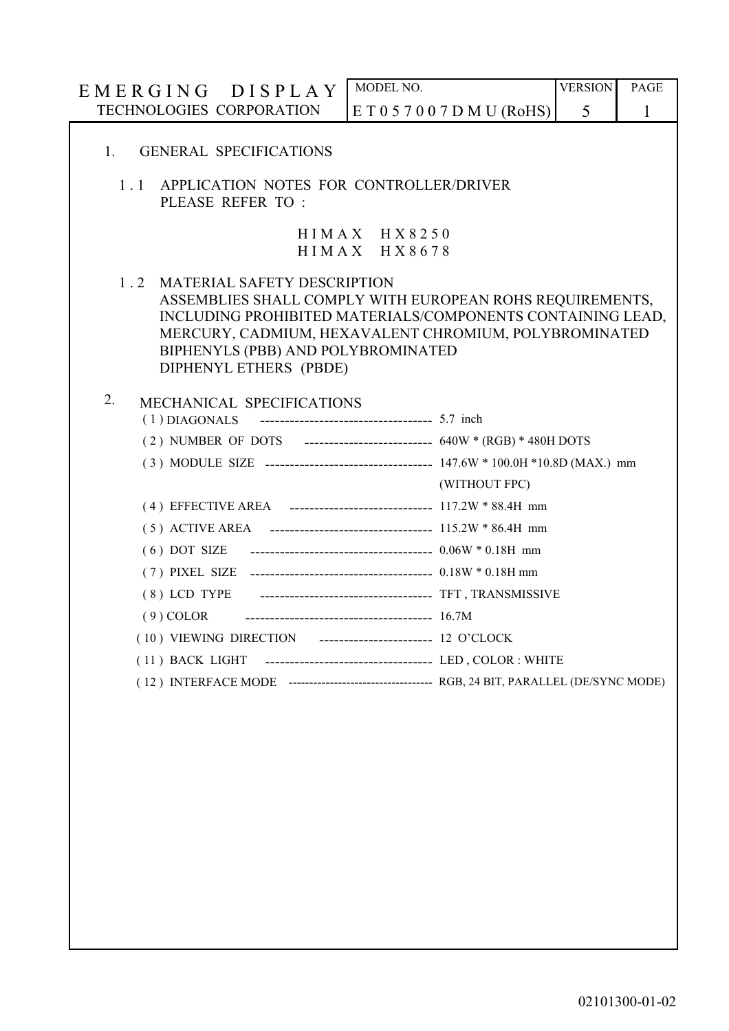## 1. GENERAL SPECIFICATIONS

### 1.1 APPLICATION NOTES FOR CONTROLLER/DRIVER PLEASE REFER TO :

HIMAX HX8250
HIMAX HX8678

### 1.2 MATERIAL SAFETY DESCRIPTION

ASSEMBLIES SHALL COMPLY WITH EUROPEAN ROHS REQUIREMENTS, INCLUDING PROHIBITED MATERIALS/COMPONENTS CONTAINING LEAD, MERCURY, CADMIUM, HEXAVALENT CHROMIUM, POLYBROMINATED BIPHENYLS (PBB) AND POLYBROMINATED DIPHENYL ETHERS (PBDE)

## 2. MECHANICAL SPECIFICATIONS

(1) DIAGONALS ------------------------------------ 5.7 inch

(2) NUMBER OF DOTS -------------------------- 640W * (RGB) * 480H DOTS

(3) MODULE SIZE ---------------------------------- 147.6W * 100.0H *10.8D (MAX.) mm (WITHOUT FPC)

(4) EFFECTIVE AREA ------------------------------ 117.2W * 88.4H mm

(5) ACTIVE AREA --------------------------------- 115.2W * 86.4H mm

(6) DOT SIZE ------------------------------------- 0.06W * 0.18H mm

(7) PIXEL SIZE ------------------------------------ 0.18W * 0.18H mm

(8) LCD TYPE ------------------------------------- TFT , TRANSMISSIVE

(9) COLOR ---------------------------------------- 16.7M

(10) VIEWING DIRECTION ------------------------ 12 O'CLOCK

(11) BACK LIGHT -------------------------------- LED , COLOR : WHITE

(12) INTERFACE MODE ---------------------------- RGB, 24 BIT, PARALLEL (DE/SYNC MODE)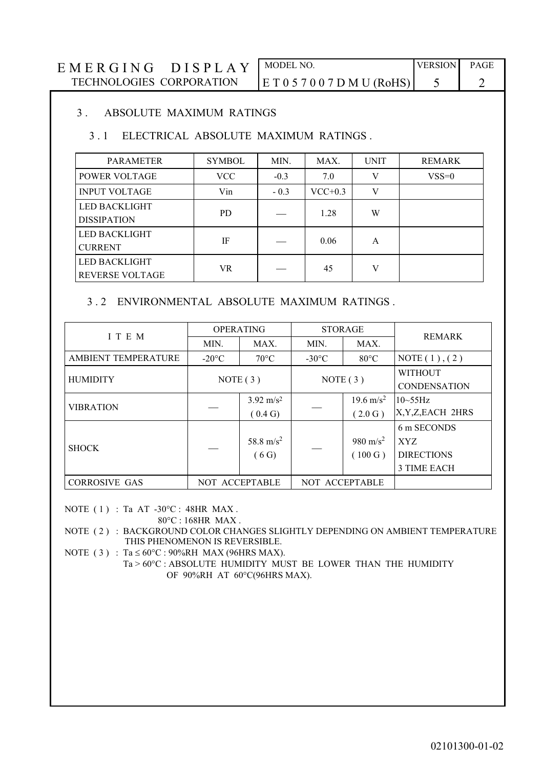## 3. ABSOLUTE MAXIMUM RATINGS

### 3.1 ELECTRICAL ABSOLUTE MAXIMUM RATINGS.

| PARAMETER | SYMBOL | MIN. | MAX. | UNIT | REMARK |
|---|---|---|---|---|---|
| POWER VOLTAGE | VCC | -0.3 | 7.0 | V | VSS=0 |
| INPUT VOLTAGE | Vin | - 0.3 | VCC+0.3 | V | |
| LED BACKLIGHT DISSIPATION | PD | — | 1.28 | W | |
| LED BACKLIGHT CURRENT | IF | — | 0.06 | A | |
| LED BACKLIGHT REVERSE VOLTAGE | VR | — | 45 | V | |

### 3.2 ENVIRONMENTAL ABSOLUTE MAXIMUM RATINGS.

| ITEM | OPERATING | | STORAGE | | REMARK |
|---|---|---|---|---|---|
| | MIN. | MAX. | MIN. | MAX. | |
| AMBIENT TEMPERATURE | -20°C | 70°C | -30°C | 80°C | NOTE (1), (2) |
| HUMIDITY | NOTE (3) | | NOTE (3) | | WITHOUT CONDENSATION |
| VIBRATION | — | 3.92 $m/s^2$ (0.4 G) | — | 19.6 $m/s^2$ (2.0 G) | 10~55Hz X,Y,Z,EACH 2HRS |
| SHOCK | — | 58.8 $m/s^2$ (6 G) | — | 980 $m/s^2$ (100 G) | 6 m SECONDS XYZ DIRECTIONS 3 TIME EACH |
| CORROSIVE GAS | NOT ACCEPTABLE | | NOT ACCEPTABLE | | |

NOTE (1) : Ta AT -30°C : 48HR MAX.
80°C : 168HR MAX.

NOTE (2) : BACKGROUND COLOR CHANGES SLIGHTLY DEPENDING ON AMBIENT TEMPERATURE THIS PHENOMENON IS REVERSIBLE.

NOTE (3) : Ta ≤ 60°C : 90%RH MAX (96HRS MAX).
Ta > 60°C : ABSOLUTE HUMIDITY MUST BE LOWER THAN THE HUMIDITY OF 90%RH AT 60°C(96HRS MAX).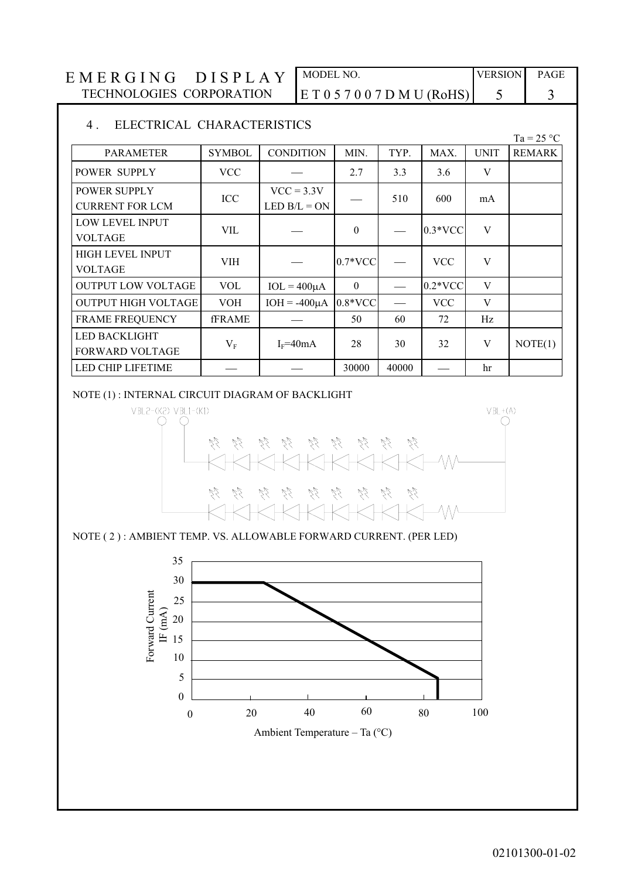## 4. ELECTRICAL CHARACTERISTICS

Ta = 25 °C

| PARAMETER | SYMBOL | CONDITION | MIN. | TYP. | MAX. | UNIT | REMARK |
|---|---|---|---|---|---|---|---|
| POWER SUPPLY | VCC | — | 2.7 | 3.3 | 3.6 | V | |
| POWER SUPPLY CURRENT FOR LCM | ICC | VCC = 3.3V LED B/L = ON | — | 510 | 600 | mA | |
| LOW LEVEL INPUT VOLTAGE | VIL | — | 0 | — | 0.3*VCC | V | |
| HIGH LEVEL INPUT VOLTAGE | VIH | — | 0.7*VCC | — | VCC | V | |
| OUTPUT LOW VOLTAGE | VOL | IOL = 400μA | 0 | — | 0.2*VCC | V | |
| OUTPUT HIGH VOLTAGE | VOH | IOH = -400μA | 0.8*VCC | — | VCC | V | |
| FRAME FREQUENCY | fFRAME | — | 50 | 60 | 72 | Hz | |
| LED BACKLIGHT FORWARD VOLTAGE | $V_F$ | $I_F$=40mA | 28 | 30 | 32 | V | NOTE(1) |
| LED CHIP LIFETIME | — | — | 30000 | 40000 | — | hr | |

NOTE (1) : INTERNAL CIRCUIT DIAGRAM OF BACKLIGHT

VBL2-(K2) VBL1-(K1) VBL+(A)

NOTE ( 2 ) : AMBIENT TEMP. VS. ALLOWABLE FORWARD CURRENT. (PER LED)

Forward Current IF (mA)

Ambient Temperature – Ta (°C)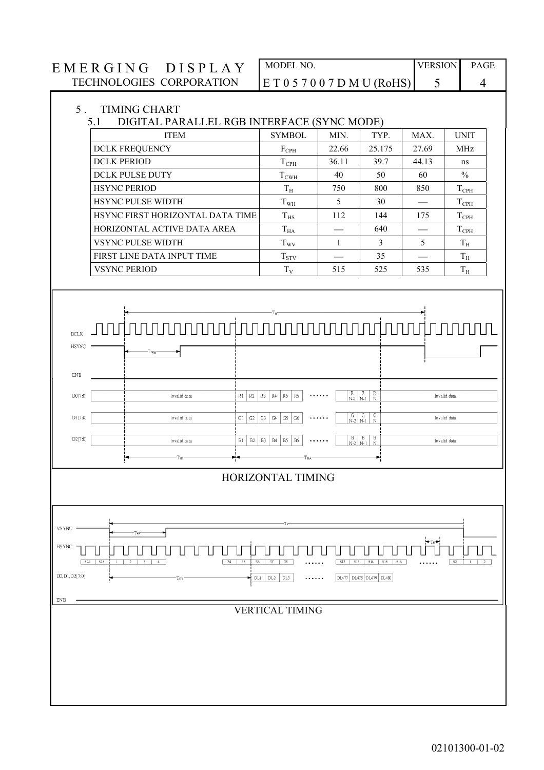## 5 . TIMING CHART

### 5.1 DIGITAL PARALLEL RGB INTERFACE (SYNC MODE)

| ITEM | SYMBOL | MIN. | TYP. | MAX. | UNIT |
|---|---|---|---|---|---|
| DCLK FREQUENCY | $F_{CPH}$ | 22.66 | 25.175 | 27.69 | MHz |
| DCLK PERIOD | $T_{CPH}$ | 36.11 | 39.7 | 44.13 | ns |
| DCLK PULSE DUTY | $T_{CWH}$ | 40 | 50 | 60 | % |
| HSYNC PERIOD | $T_H$ | 750 | 800 | 850 | $T_{CPH}$ |
| HSYNC PULSE WIDTH | $T_{WH}$ | 5 | 30 | — | $T_{CPH}$ |
| HSYNC FIRST HORIZONTAL DATA TIME | $T_{HS}$ | 112 | 144 | 175 | $T_{CPH}$ |
| HORIZONTAL ACTIVE DATA AREA | $T_{HA}$ | — | 640 | — | $T_{CPH}$ |
| VSYNC PULSE WIDTH | $T_{WV}$ | 1 | 3 | 5 | $T_H$ |
| FIRST LINE DATA INPUT TIME | $T_{STV}$ | — | 35 | — | $T_H$ |
| VSYNC PERIOD | $T_V$ | 515 | 525 | 535 | $T_H$ |

HORIZONTAL TIMING

VERTICAL TIMING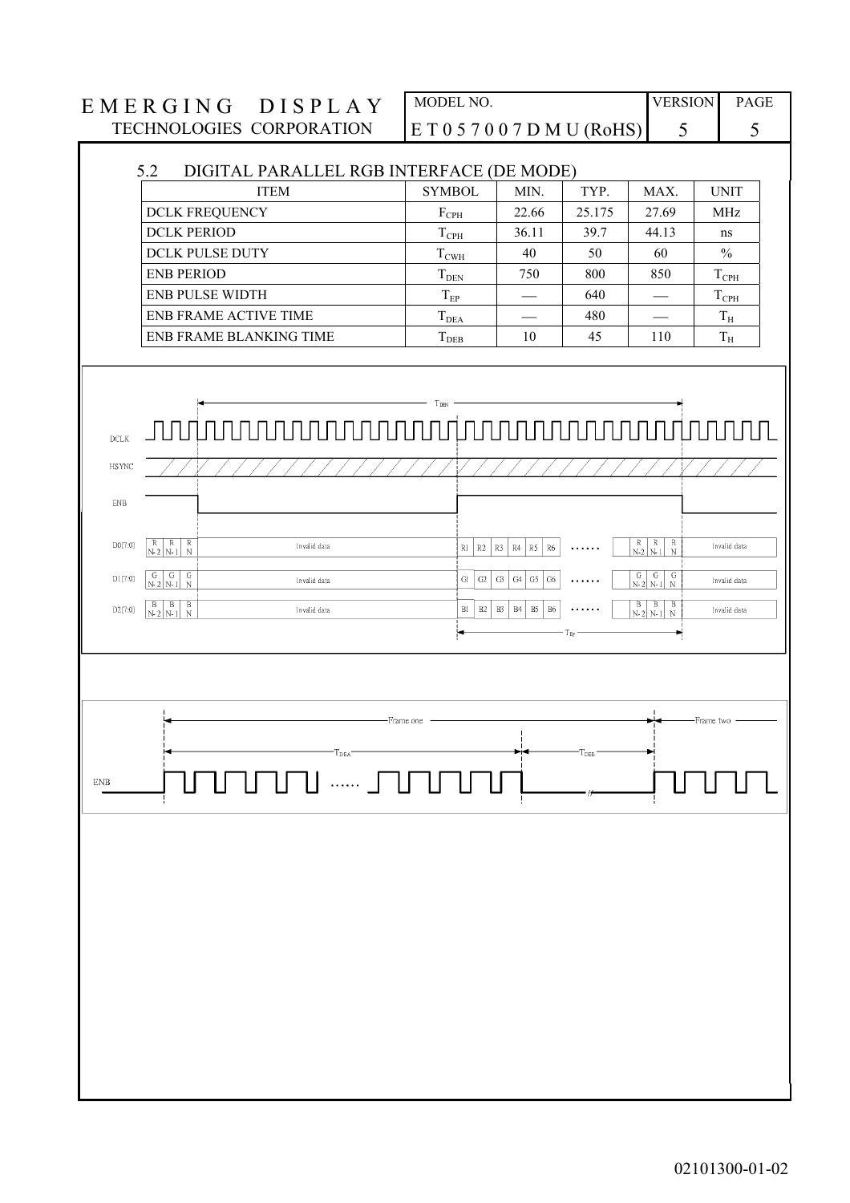### 5.2 DIGITAL PARALLEL RGB INTERFACE (DE MODE)

| ITEM | SYMBOL | MIN. | TYP. | MAX. | UNIT |
|---|---|---|---|---|---|
| DCLK FREQUENCY | $F_{CPH}$ | 22.66 | 25.175 | 27.69 | MHz |
| DCLK PERIOD | $T_{CPH}$ | 36.11 | 39.7 | 44.13 | ns |
| DCLK PULSE DUTY | $T_{CWH}$ | 40 | 50 | 60 | % |
| ENB PERIOD | $T_{DEN}$ | 750 | 800 | 850 | $T_{CPH}$ |
| ENB PULSE WIDTH | $T_{EP}$ | — | 640 | — | $T_{CPH}$ |
| ENB FRAME ACTIVE TIME | $T_{DEA}$ | — | 480 | — | $T_H$ |
| ENB FRAME BLANKING TIME | $T_{DEB}$ | 10 | 45 | 110 | $T_H$ |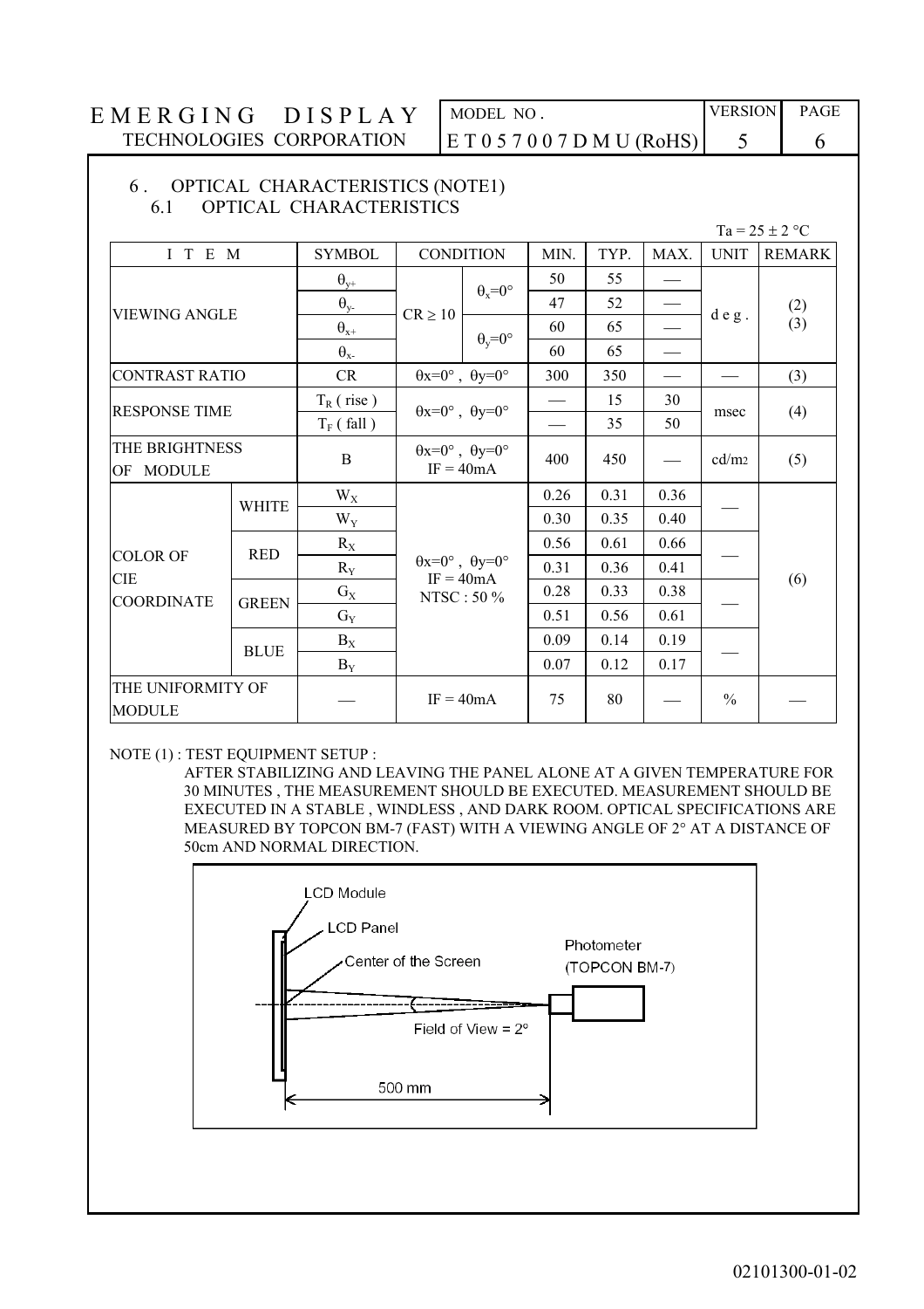## 6 . OPTICAL CHARACTERISTICS (NOTE1)

### 6.1 OPTICAL CHARACTERISTICS

Ta = 25 ± 2 °C

| ITEM | | SYMBOL | CONDITION | | MIN. | TYP. | MAX. | UNIT | REMARK |
|---|---|---|---|---|---|---|---|---|---|
| VIEWING ANGLE | | $\theta_{y+}$ | CR ≥ 10 | $\theta_x$=0° | 50 | 55 | — | deg. | (2) (3) |
| | | $\theta_{y-}$ | | | 47 | 52 | — | | |
| | | $\theta_{x+}$ | | $\theta_y$=0° | 60 | 65 | — | | |
| | | $\theta_{x-}$ | | | 60 | 65 | — | | |
| CONTRAST RATIO | | CR | θx=0° , θy=0° | | 300 | 350 | — | — | (3) |
| RESPONSE TIME | | $T_R$ ( rise ) | θx=0° , θy=0° | | — | 15 | 30 | msec | (4) |
| | | $T_F$ ( fall ) | | | — | 35 | 50 | | |
| THE BRIGHTNESS OF MODULE | | B | θx=0° , θy=0° IF = 40mA | | 400 | 450 | — | cd/m2 | (5) |
| COLOR OF CIE COORDINATE | WHITE | $W_X$ | θx=0° , θy=0° IF = 40mA NTSC : 50 % | | 0.26 | 0.31 | 0.36 | — | (6) |
| | | $W_Y$ | | | 0.30 | 0.35 | 0.40 | | |
| | RED | $R_X$ | | | 0.56 | 0.61 | 0.66 | — | |
| | | $R_Y$ | | | 0.31 | 0.36 | 0.41 | | |
| | GREEN | $G_X$ | | | 0.28 | 0.33 | 0.38 | — | |
| | | $G_Y$ | | | 0.51 | 0.56 | 0.61 | | |
| | BLUE | $B_X$ | | | 0.09 | 0.14 | 0.19 | — | |
| | | $B_Y$ | | | 0.07 | 0.12 | 0.17 | | |
| THE UNIFORMITY OF MODULE | | — | IF = 40mA | | 75 | 80 | — | % | — |

NOTE (1) : TEST EQUIPMENT SETUP :

AFTER STABILIZING AND LEAVING THE PANEL ALONE AT A GIVEN TEMPERATURE FOR 30 MINUTES , THE MEASUREMENT SHOULD BE EXECUTED. MEASUREMENT SHOULD BE EXECUTED IN A STABLE , WINDLESS , AND DARK ROOM. OPTICAL SPECIFICATIONS ARE MEASURED BY TOPCON BM-7 (FAST) WITH A VIEWING ANGLE OF 2° AT A DISTANCE OF 50cm AND NORMAL DIRECTION.

LCD Module

LCD Panel

Center of the Screen

Photometer (TOPCON BM-7)

Field of View = 2°

500 mm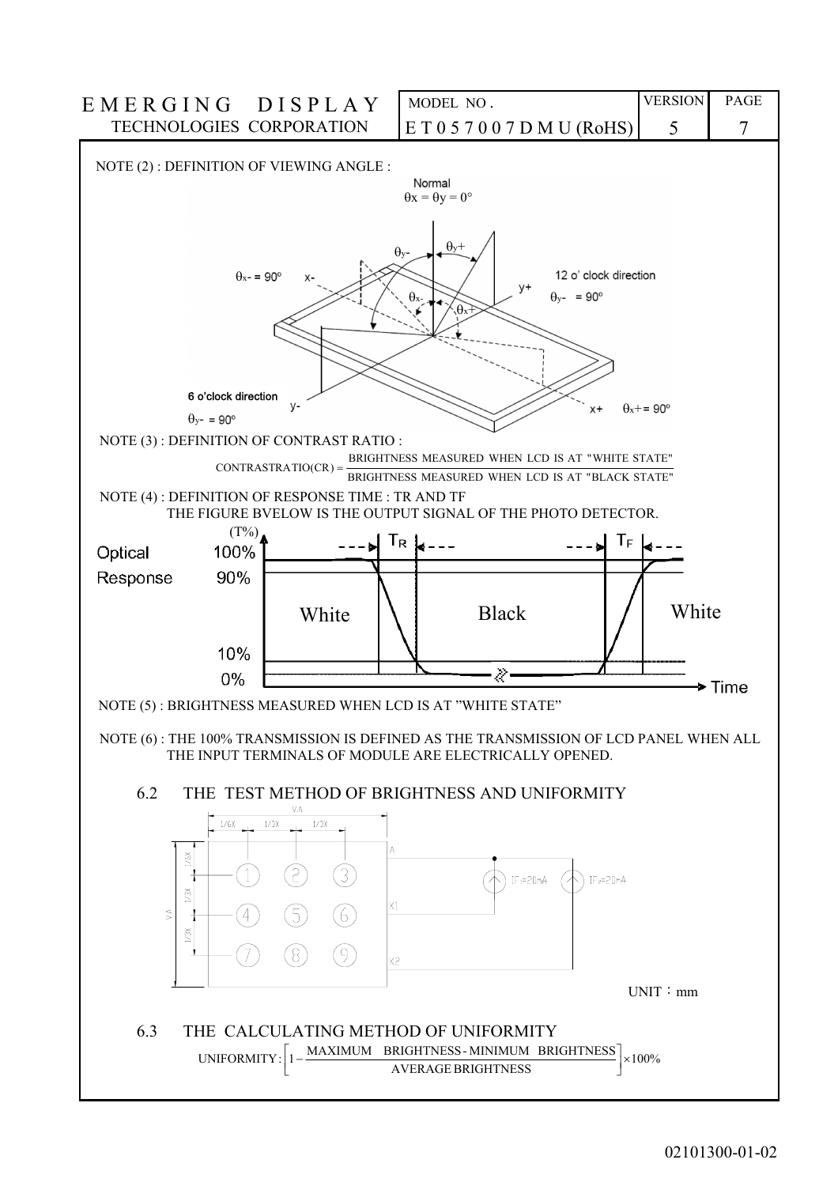NOTE (2) : DEFINITION OF VIEWING ANGLE :

NOTE (3) : DEFINITION OF CONTRAST RATIO :

$$\text{CONTRASTRATIO(CR)} = \frac{\text{BRIGHTNESS MEASURED WHEN LCD IS AT "WHITE STATE"}}{\text{BRIGHTNESS MEASURED WHEN LCD IS AT "BLACK STATE"}}$$

NOTE (4) : DEFINITION OF RESPONSE TIME : TR AND TF

THE FIGURE BVELOW IS THE OUTPUT SIGNAL OF THE PHOTO DETECTOR.

NOTE (5) : BRIGHTNESS MEASURED WHEN LCD IS AT "WHITE STATE"

NOTE (6) : THE 100% TRANSMISSION IS DEFINED AS THE TRANSMISSION OF LCD PANEL WHEN ALL THE INPUT TERMINALS OF MODULE ARE ELECTRICALLY OPENED.

## 6.2 THE TEST METHOD OF BRIGHTNESS AND UNIFORMITY

UNIT：mm

## 6.3 THE CALCULATING METHOD OF UNIFORMITY

$$\text{UNIFORMITY} : \left[1 - \frac{\text{MAXIMUM BRIGHTNESS - MINIMUM BRIGHTNESS}}{\text{AVERAGE BRIGHTNESS}}\right] \times 100\%$$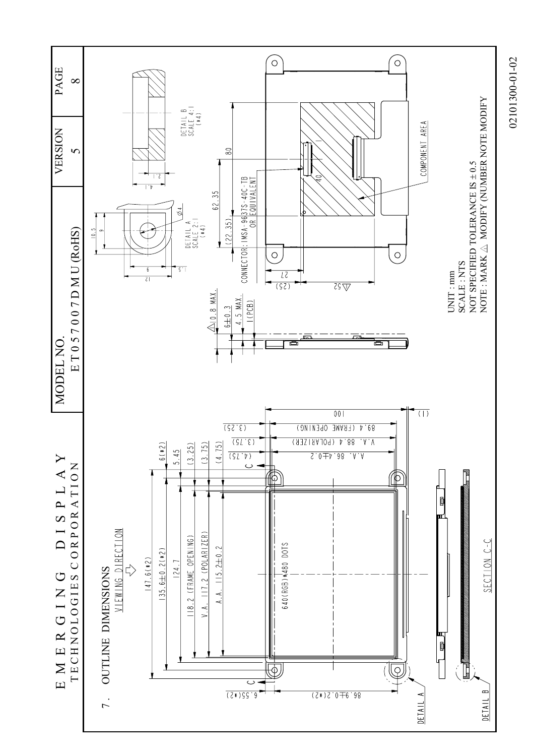# 7. OUTLINE DIMENSIONS

VIEWING DIRECTION

147.6(*2)

135.6±0.2(*2)

124.7

118.2 (FRAME OPENING)

V.A. 117.2 (POLARIZER)

A.A. 115.2±0.2

6(*2)

5.45

(3.25)

(3.75)

(4.75)

640(RGB)*480 DOTS

6.55(*2)

86.9±0.2(*2)

100

89.4 (FRAME OPENING)

V.A. 88.4 (POLARIZER)

A.A. 86.4±0.2

(3.25)

(3.75)

(4.75)

(1)

SECTION C-C

DETAIL A

DETAIL B

10.8 MAX.

6±0.3

4.5 MAX.

1(PCB)

DETAIL A SCALE 2:1 (*4)

10.5

9

Ø4

6

12

1.5

DETAIL B SCALE 4:1 (*4)

1.2

1.4

(22.35)

62.35

80

CONNECTOR: IMSA-9637S-40C-TB OR EQUIVALENT

40

27

(25)

52

COMPONENT AREA

UNIT : mm

SCALE : NTS

NOT SPECIFIED TOLERANCE IS ± 0.5

NOTE : MARK △ MODIFY (NUMBER NOTE MODIFY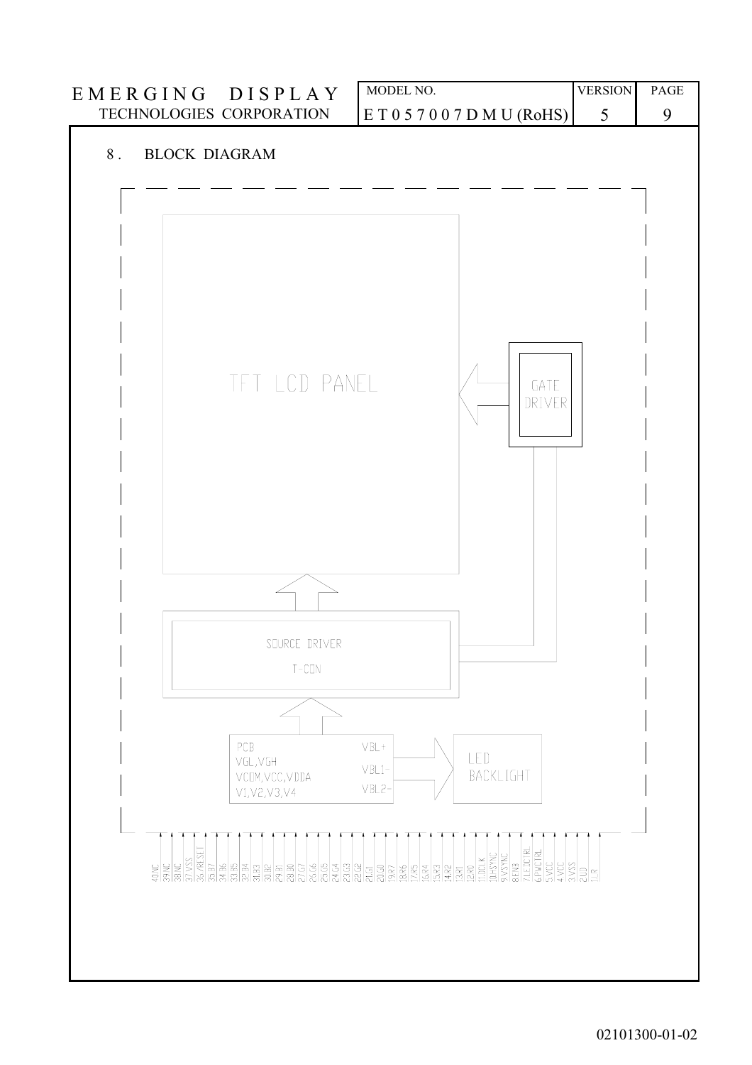## 8. BLOCK DIAGRAM

TFT LCD PANEL

GATE DRIVER

SOURCE DRIVER

T-CON

PCB
VGL,VGH
VCOM,VCC,VDDA
V1,V2,V3,V4

VBL+
VBL1-
VBL2-

LED BACKLIGHT

40.NC 39.NC 38.NC 37.VSS 36./RESET 35.B7 34.B6 33.B5 32.B4 31.B3 30.B2 29.B1 28.B0 27.G7 26.G6 25.G5 24.G4 23.G3 22.G2 21.G1 20.G0 19.R7 18.R6 17.R5 16.R4 15.R3 14.R2 13.R1 12.R0 11.DCLK 10.HSYNC 9.VSYNC 8.ENB 7.LEDCTRL 6.PWCTRL 5.VCC 4.VCC 3.VSS 2.UD 1.LR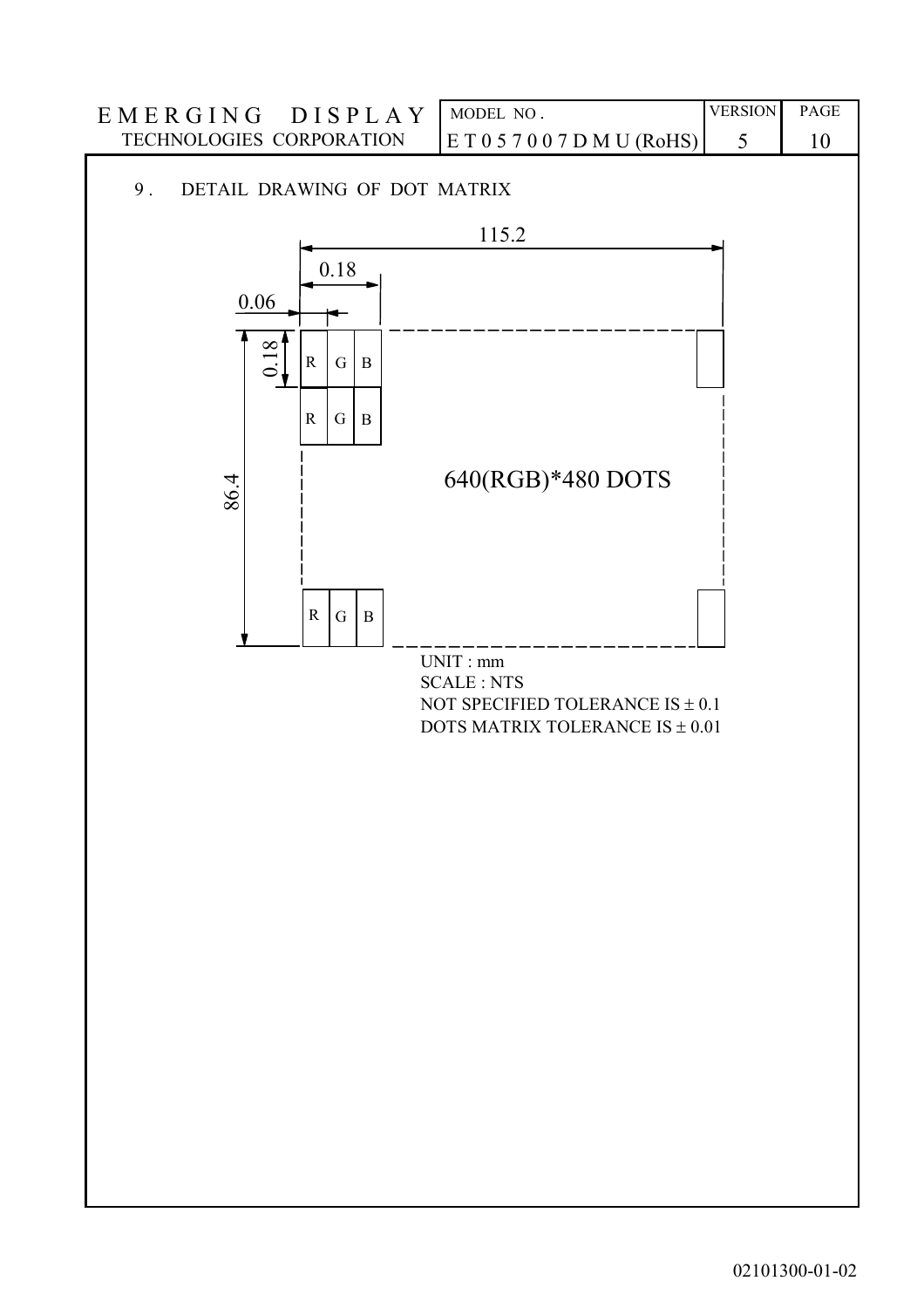## 9. DETAIL DRAWING OF DOT MATRIX

115.2

0.18

0.06

0.18

86.4

R G B

R G B

R G B

640(RGB)*480 DOTS

UNIT : mm
SCALE : NTS
NOT SPECIFIED TOLERANCE IS ± 0.1
DOTS MATRIX TOLERANCE IS ± 0.01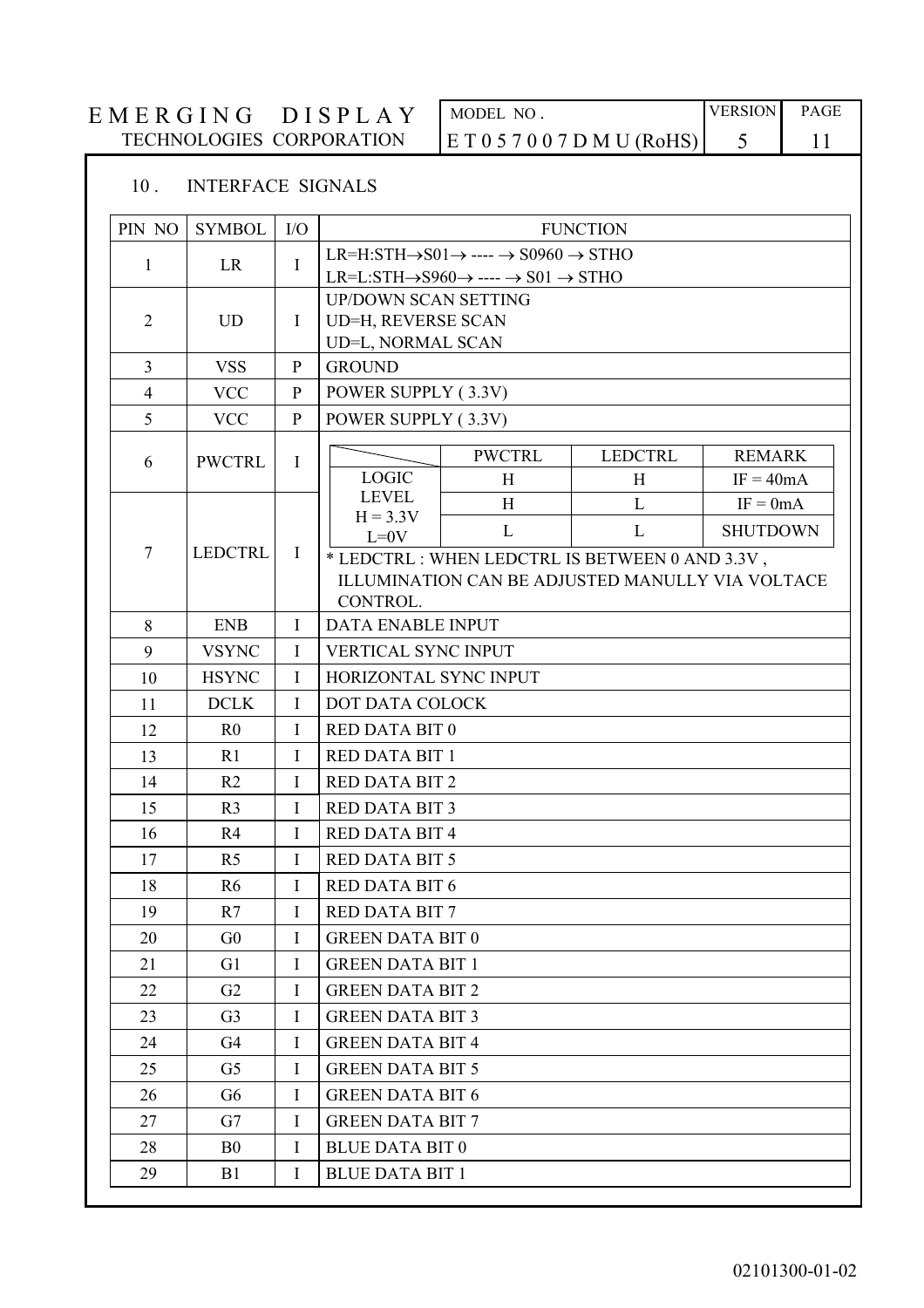## 10 . INTERFACE SIGNALS

| PIN NO | SYMBOL | I/O | FUNCTION |
|---|---|---|---|
| 1 | LR | I | LR=H:STH→S01→ ---- → S0960 → STHO<br>LR=L:STH→S960→ ---- → S01 → STHO |
| 2 | UD | I | UP/DOWN SCAN SETTING<br>UD=H, REVERSE SCAN<br>UD=L, NORMAL SCAN |
| 3 | VSS | P | GROUND |
| 4 | VCC | P | POWER SUPPLY ( 3.3V) |
| 5 | VCC | P | POWER SUPPLY ( 3.3V) |
| 6 | PWCTRL | I | (see table below) |
| 7 | LEDCTRL | I | (see table below)<br>* LEDCTRL : WHEN LEDCTRL IS BETWEEN 0 AND 3.3V , ILLUMINATION CAN BE ADJUSTED MANULLY VIA VOLTACE CONTROL. |
| 8 | ENB | I | DATA ENABLE INPUT |
| 9 | VSYNC | I | VERTICAL SYNC INPUT |
| 10 | HSYNC | I | HORIZONTAL SYNC INPUT |
| 11 | DCLK | I | DOT DATA COLOCK |
| 12 | R0 | I | RED DATA BIT 0 |
| 13 | R1 | I | RED DATA BIT 1 |
| 14 | R2 | I | RED DATA BIT 2 |
| 15 | R3 | I | RED DATA BIT 3 |
| 16 | R4 | I | RED DATA BIT 4 |
| 17 | R5 | I | RED DATA BIT 5 |
| 18 | R6 | I | RED DATA BIT 6 |
| 19 | R7 | I | RED DATA BIT 7 |
| 20 | G0 | I | GREEN DATA BIT 0 |
| 21 | G1 | I | GREEN DATA BIT 1 |
| 22 | G2 | I | GREEN DATA BIT 2 |
| 23 | G3 | I | GREEN DATA BIT 3 |
| 24 | G4 | I | GREEN DATA BIT 4 |
| 25 | G5 | I | GREEN DATA BIT 5 |
| 26 | G6 | I | GREEN DATA BIT 6 |
| 27 | G7 | I | GREEN DATA BIT 7 |
| 28 | B0 | I | BLUE DATA BIT 0 |
| 29 | B1 | I | BLUE DATA BIT 1 |

PWCTRL / LEDCTRL (pins 6 and 7):

| | PWCTRL | LEDCTRL | REMARK |
|---|---|---|---|
| LOGIC LEVEL H = 3.3V L=0V | H | H | IF = 40mA |
| | H | L | IF = 0mA |
| | L | L | SHUTDOWN |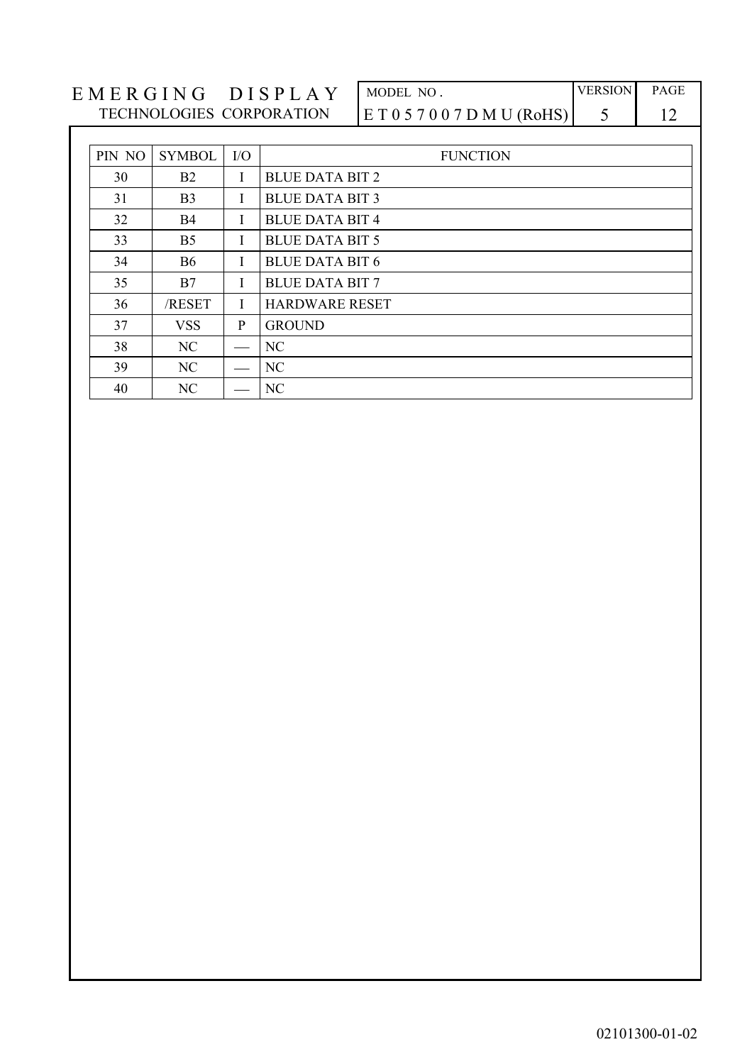| PIN NO | SYMBOL | I/O | FUNCTION |
|---|---|---|---|
| 30 | B2 | I | BLUE DATA BIT 2 |
| 31 | B3 | I | BLUE DATA BIT 3 |
| 32 | B4 | I | BLUE DATA BIT 4 |
| 33 | B5 | I | BLUE DATA BIT 5 |
| 34 | B6 | I | BLUE DATA BIT 6 |
| 35 | B7 | I | BLUE DATA BIT 7 |
| 36 | /RESET | I | HARDWARE RESET |
| 37 | VSS | P | GROUND |
| 38 | NC | — | NC |
| 39 | NC | — | NC |
| 40 | NC | — | NC |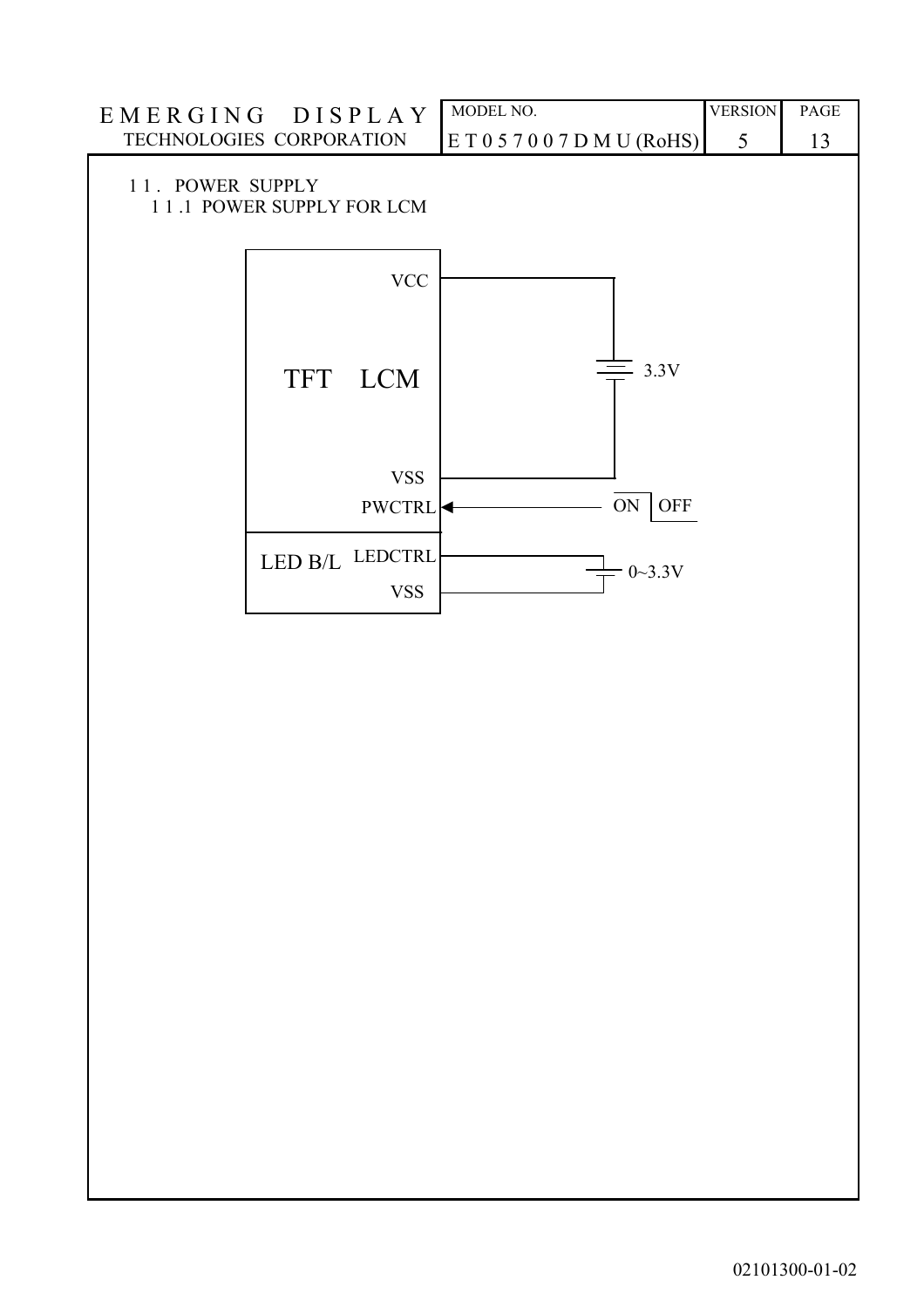## 11. POWER SUPPLY

### 11.1 POWER SUPPLY FOR LCM

TFT LCM

VCC

3.3V

VSS

PWCTRL

ON OFF

LED B/L LEDCTRL

VSS

0~3.3V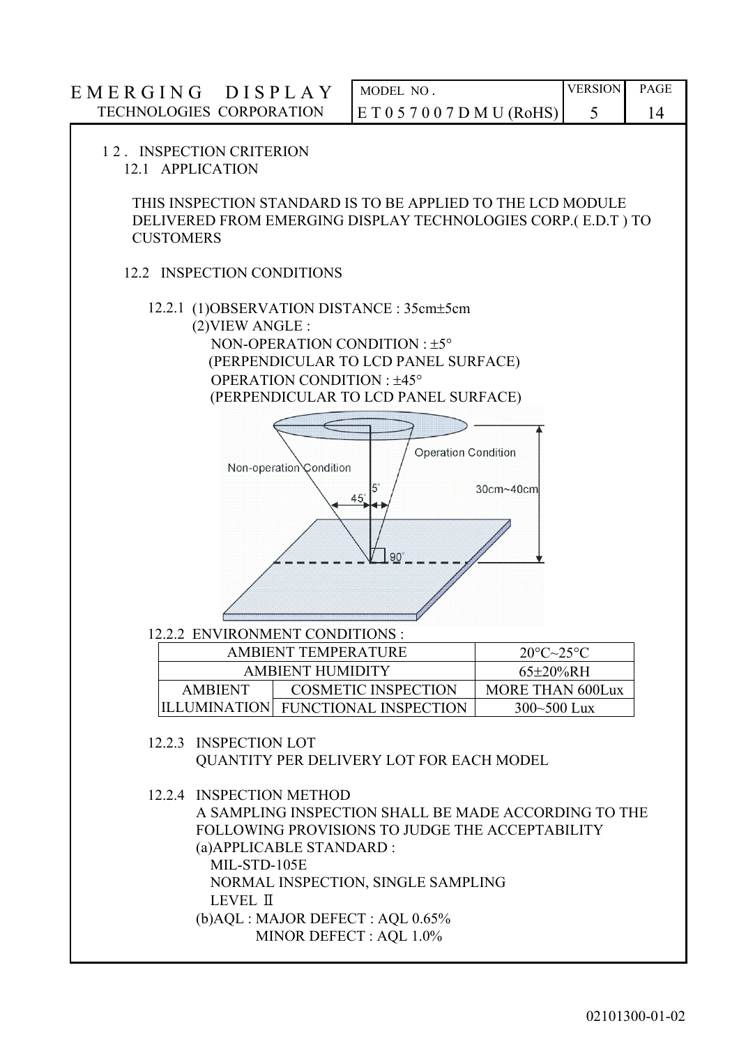## 12. INSPECTION CRITERION

### 12.1 APPLICATION

THIS INSPECTION STANDARD IS TO BE APPLIED TO THE LCD MODULE DELIVERED FROM EMERGING DISPLAY TECHNOLOGIES CORP.( E.D.T ) TO CUSTOMERS

### 12.2 INSPECTION CONDITIONS

12.2.1 (1)OBSERVATION DISTANCE : 35cm±5cm

(2)VIEW ANGLE :

NON-OPERATION CONDITION : ±5°
(PERPENDICULAR TO LCD PANEL SURFACE)

OPERATION CONDITION : ±45°
(PERPENDICULAR TO LCD PANEL SURFACE)

12.2.2 ENVIRONMENT CONDITIONS :

| AMBIENT TEMPERATURE | | 20°C~25°C |
|---|---|---|
| AMBIENT HUMIDITY | | 65±20%RH |
| AMBIENT ILLUMINATION | COSMETIC INSPECTION | MORE THAN 600Lux |
| | FUNCTIONAL INSPECTION | 300~500 Lux |

12.2.3 INSPECTION LOT

QUANTITY PER DELIVERY LOT FOR EACH MODEL

12.2.4 INSPECTION METHOD

A SAMPLING INSPECTION SHALL BE MADE ACCORDING TO THE FOLLOWING PROVISIONS TO JUDGE THE ACCEPTABILITY

(a)APPLICABLE STANDARD :

MIL-STD-105E

NORMAL INSPECTION, SINGLE SAMPLING

LEVEL Ⅱ

(b)AQL : MAJOR DEFECT : AQL 0.65%

MINOR DEFECT : AQL 1.0%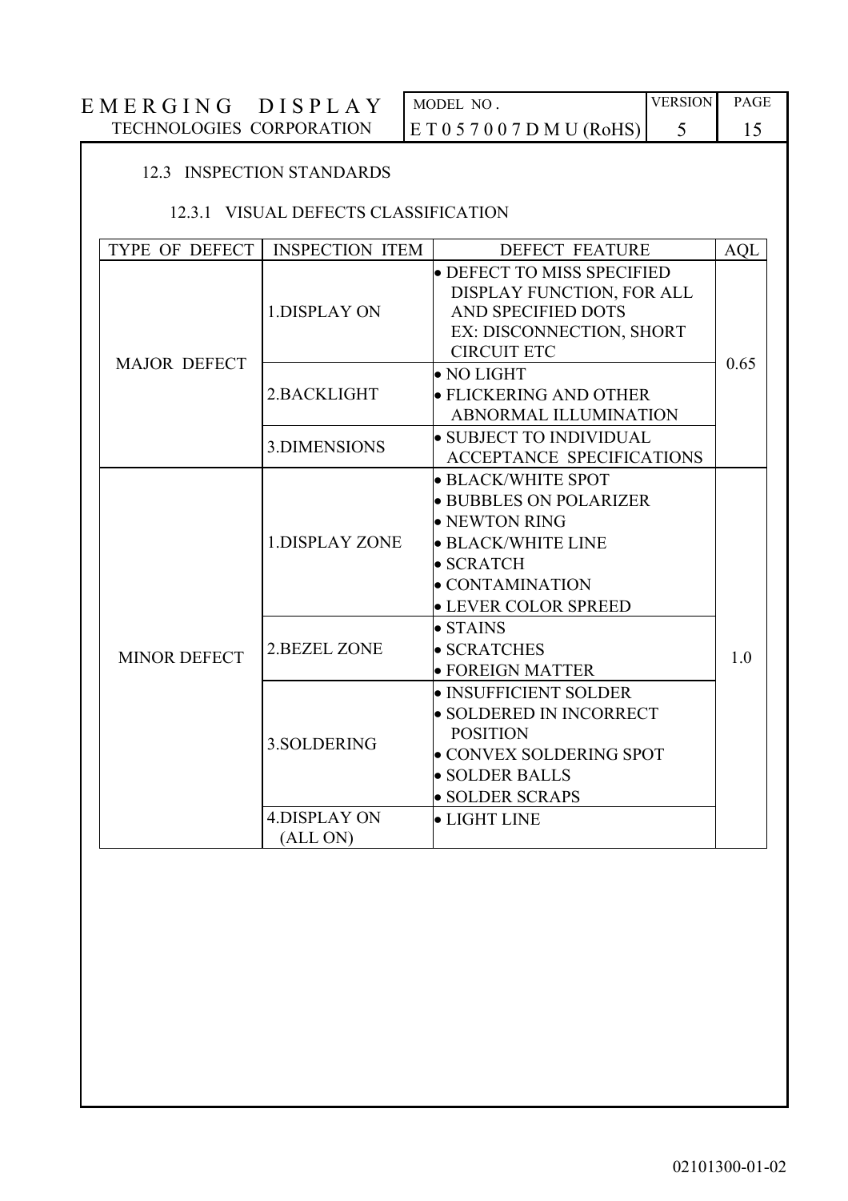### 12.3 INSPECTION STANDARDS

#### 12.3.1 VISUAL DEFECTS CLASSIFICATION

| TYPE OF DEFECT | INSPECTION ITEM | DEFECT FEATURE | AQL |
|---|---|---|---|
| MAJOR DEFECT | 1.DISPLAY ON | • DEFECT TO MISS SPECIFIED DISPLAY FUNCTION, FOR ALL AND SPECIFIED DOTS EX: DISCONNECTION, SHORT CIRCUIT ETC | 0.65 |
| | 2.BACKLIGHT | • NO LIGHT<br>• FLICKERING AND OTHER ABNORMAL ILLUMINATION | |
| | 3.DIMENSIONS | • SUBJECT TO INDIVIDUAL ACCEPTANCE SPECIFICATIONS | |
| MINOR DEFECT | 1.DISPLAY ZONE | • BLACK/WHITE SPOT<br>• BUBBLES ON POLARIZER<br>• NEWTON RING<br>• BLACK/WHITE LINE<br>• SCRATCH<br>• CONTAMINATION<br>• LEVER COLOR SPREED | 1.0 |
| | 2.BEZEL ZONE | • STAINS<br>• SCRATCHES<br>• FOREIGN MATTER | |
| | 3.SOLDERING | • INSUFFICIENT SOLDER<br>• SOLDERED IN INCORRECT POSITION<br>• CONVEX SOLDERING SPOT<br>• SOLDER BALLS<br>• SOLDER SCRAPS | |
| | 4.DISPLAY ON (ALL ON) | • LIGHT LINE | |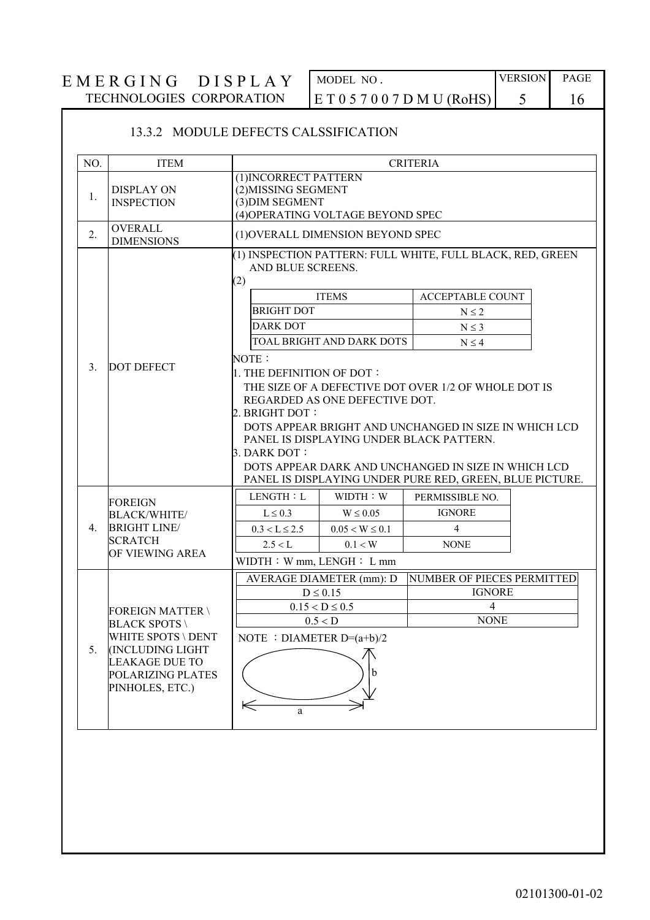### 13.3.2 MODULE DEFECTS CALSSIFICATION

| NO. | ITEM | CRITERIA |
|---|---|---|
| 1. | DISPLAY ON INSPECTION | (1)INCORRECT PATTERN<br>(2)MISSING SEGMENT<br>(3)DIM SEGMENT<br>(4)OPERATING VOLTAGE BEYOND SPEC |
| 2. | OVERALL DIMENSIONS | (1)OVERALL DIMENSION BEYOND SPEC |
| 3. | DOT DEFECT | (1) INSPECTION PATTERN: FULL WHITE, FULL BLACK, RED, GREEN AND BLUE SCREENS.<br>(2)<br>ITEMS / ACCEPTABLE COUNT:<br>BRIGHT DOT: $N \leq 2$<br>DARK DOT: $N \leq 3$<br>TOAL BRIGHT AND DARK DOTS: $N \leq 4$<br>NOTE：<br>1. THE DEFINITION OF DOT：<br>THE SIZE OF A DEFECTIVE DOT OVER 1/2 OF WHOLE DOT IS REGARDED AS ONE DEFECTIVE DOT.<br>2. BRIGHT DOT：<br>DOTS APPEAR BRIGHT AND UNCHANGED IN SIZE IN WHICH LCD PANEL IS DISPLAYING UNDER BLACK PATTERN.<br>3. DARK DOT：<br>DOTS APPEAR DARK AND UNCHANGED IN SIZE IN WHICH LCD PANEL IS DISPLAYING UNDER PURE RED, GREEN, BLUE PICTURE. |
| 4. | FOREIGN BLACK/WHITE/ BRIGHT LINE/ SCRATCH OF VIEWING AREA | LENGTH：L / WIDTH：W / PERMISSIBLE NO.:<br>$L \leq 0.3$ / $W \leq 0.05$ / IGNORE<br>$0.3 < L \leq 2.5$ / $0.05 < W \leq 0.1$ / 4<br>$2.5 < L$ / $0.1 < W$ / NONE<br>WIDTH：W mm, LENGH： L mm |
| 5. | FOREIGN MATTER \ BLACK SPOTS \ WHITE SPOTS \ DENT (INCLUDING LIGHT LEAKAGE DUE TO POLARIZING PLATES PINHOLES, ETC.) | AVERAGE DIAMETER (mm): D / NUMBER OF PIECES PERMITTED:<br>$D \leq 0.15$ / IGNORE<br>$0.15 < D \leq 0.5$ / 4<br>$0.5 < D$ / NONE<br>NOTE ：DIAMETER $D=(a+b)/2$ |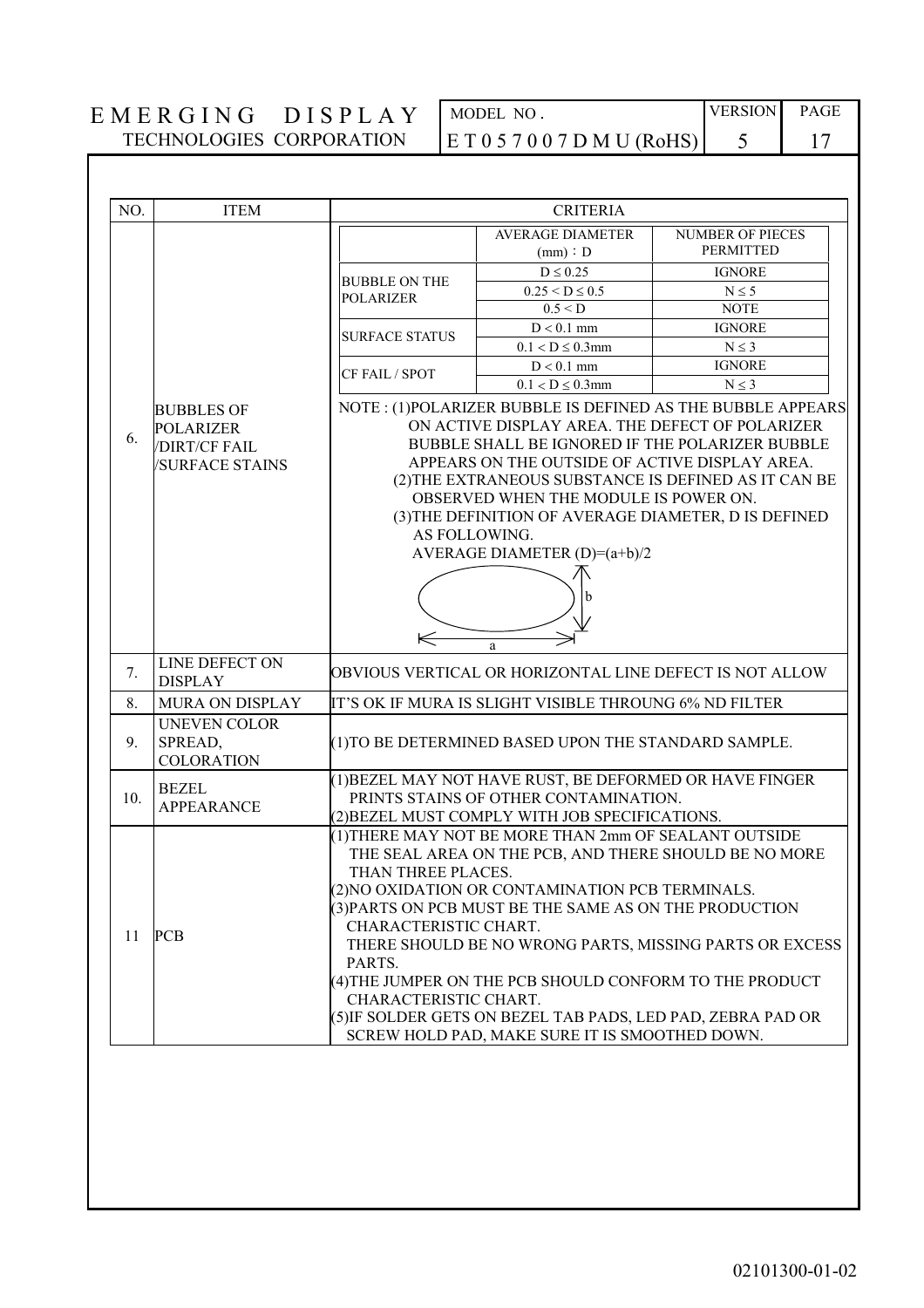| NO. | ITEM | CRITERIA |
|---|---|---|
| 6. | BUBBLES OF POLARIZER /DIRT/CF FAIL /SURFACE STAINS | (see table and notes below) |
| 7. | LINE DEFECT ON DISPLAY | OBVIOUS VERTICAL OR HORIZONTAL LINE DEFECT IS NOT ALLOW |
| 8. | MURA ON DISPLAY | IT'S OK IF MURA IS SLIGHT VISIBLE THROUNG 6% ND FILTER |
| 9. | UNEVEN COLOR SPREAD, COLORATION | (1)TO BE DETERMINED BASED UPON THE STANDARD SAMPLE. |
| 10. | BEZEL APPEARANCE | (1)BEZEL MAY NOT HAVE RUST, BE DEFORMED OR HAVE FINGER PRINTS STAINS OF OTHER CONTAMINATION.<br>(2)BEZEL MUST COMPLY WITH JOB SPECIFICATIONS. |
| 11 | PCB | (1)THERE MAY NOT BE MORE THAN 2mm OF SEALANT OUTSIDE THE SEAL AREA ON THE PCB, AND THERE SHOULD BE NO MORE THAN THREE PLACES.<br>(2)NO OXIDATION OR CONTAMINATION PCB TERMINALS.<br>(3)PARTS ON PCB MUST BE THE SAME AS ON THE PRODUCTION CHARACTERISTIC CHART. THERE SHOULD BE NO WRONG PARTS, MISSING PARTS OR EXCESS PARTS.<br>(4)THE JUMPER ON THE PCB SHOULD CONFORM TO THE PRODUCT CHARACTERISTIC CHART.<br>(5)IF SOLDER GETS ON BEZEL TAB PADS, LED PAD, ZEBRA PAD OR SCREW HOLD PAD, MAKE SURE IT IS SMOOTHED DOWN. |

Criteria for item 6 (BUBBLES OF POLARIZER /DIRT/CF FAIL /SURFACE STAINS):

| | AVERAGE DIAMETER (mm)：D | NUMBER OF PIECES PERMITTED |
|---|---|---|
| BUBBLE ON THE POLARIZER | $D \leq 0.25$ | IGNORE |
| | $0.25 < D \leq 0.5$ | $N \leq 5$ |
| | $0.5 < D$ | NOTE |
| SURFACE STATUS | $D < 0.1$ mm | IGNORE |
| | $0.1 < D \leq 0.3$mm | $N \leq 3$ |
| CF FAIL / SPOT | $D < 0.1$ mm | IGNORE |
| | $0.1 < D \leq 0.3$mm | $N \leq 3$ |

NOTE : (1)POLARIZER BUBBLE IS DEFINED AS THE BUBBLE APPEARS ON ACTIVE DISPLAY AREA. THE DEFECT OF POLARIZER BUBBLE SHALL BE IGNORED IF THE POLARIZER BUBBLE APPEARS ON THE OUTSIDE OF ACTIVE DISPLAY AREA.

(2)THE EXTRANEOUS SUBSTANCE IS DEFINED AS IT CAN BE OBSERVED WHEN THE MODULE IS POWER ON.

(3)THE DEFINITION OF AVERAGE DIAMETER, D IS DEFINED AS FOLLOWING.

AVERAGE DIAMETER $(D)=(a+b)/2$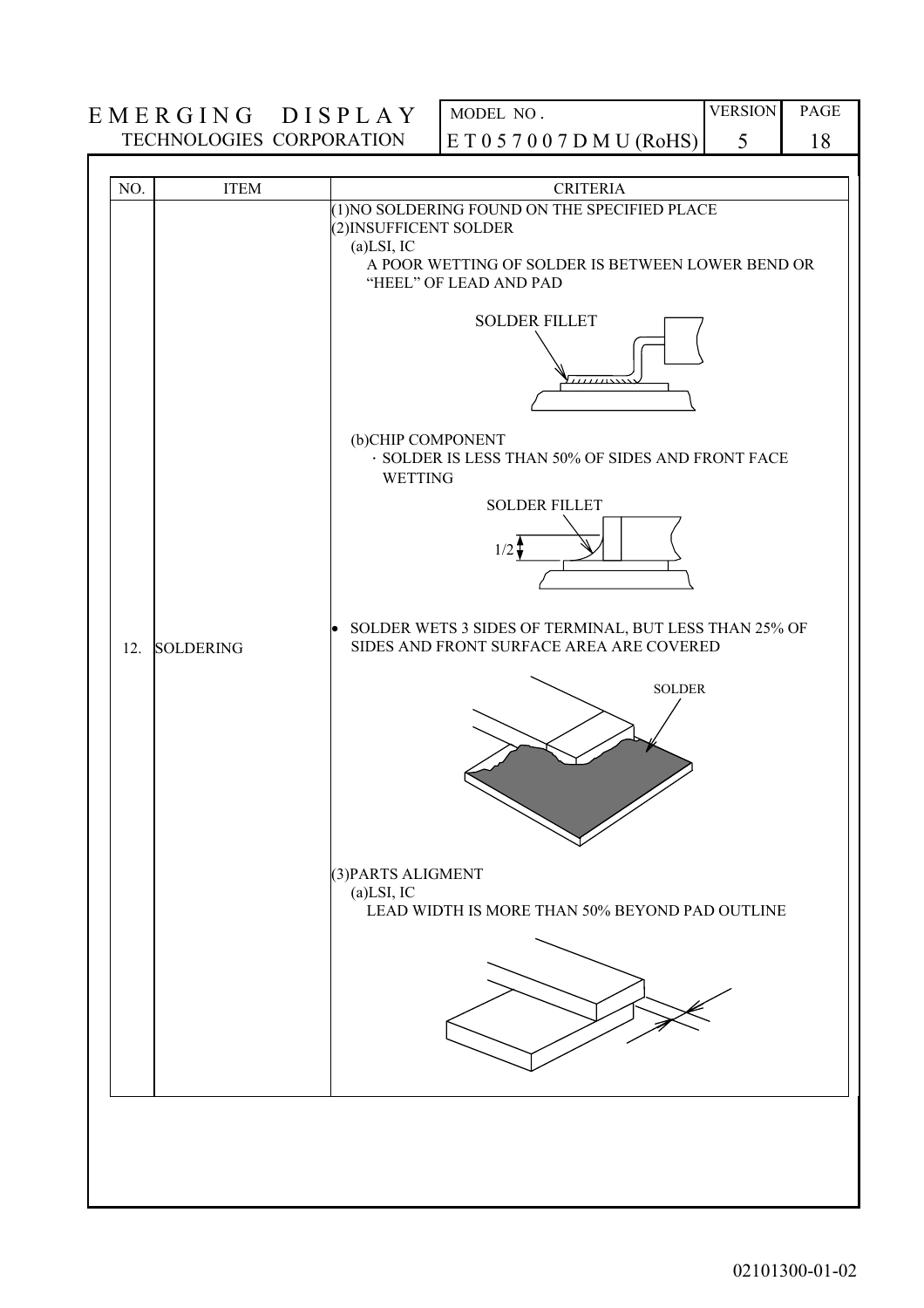| NO. | ITEM | CRITERIA |
|---|---|---|
| 12. | SOLDERING | (1)NO SOLDERING FOUND ON THE SPECIFIED PLACE<br>(2)INSUFFICENT SOLDER<br>(a)LSI, IC<br>A POOR WETTING OF SOLDER IS BETWEEN LOWER BEND OR "HEEL" OF LEAD AND PAD<br>SOLDER FILLET<br>(b)CHIP COMPONENT<br>· SOLDER IS LESS THAN 50% OF SIDES AND FRONT FACE WETTING<br>SOLDER FILLET<br>1/2<br>• SOLDER WETS 3 SIDES OF TERMINAL, BUT LESS THAN 25% OF SIDES AND FRONT SURFACE AREA ARE COVERED<br>SOLDER<br>(3)PARTS ALIGMENT<br>(a)LSI, IC<br>LEAD WIDTH IS MORE THAN 50% BEYOND PAD OUTLINE |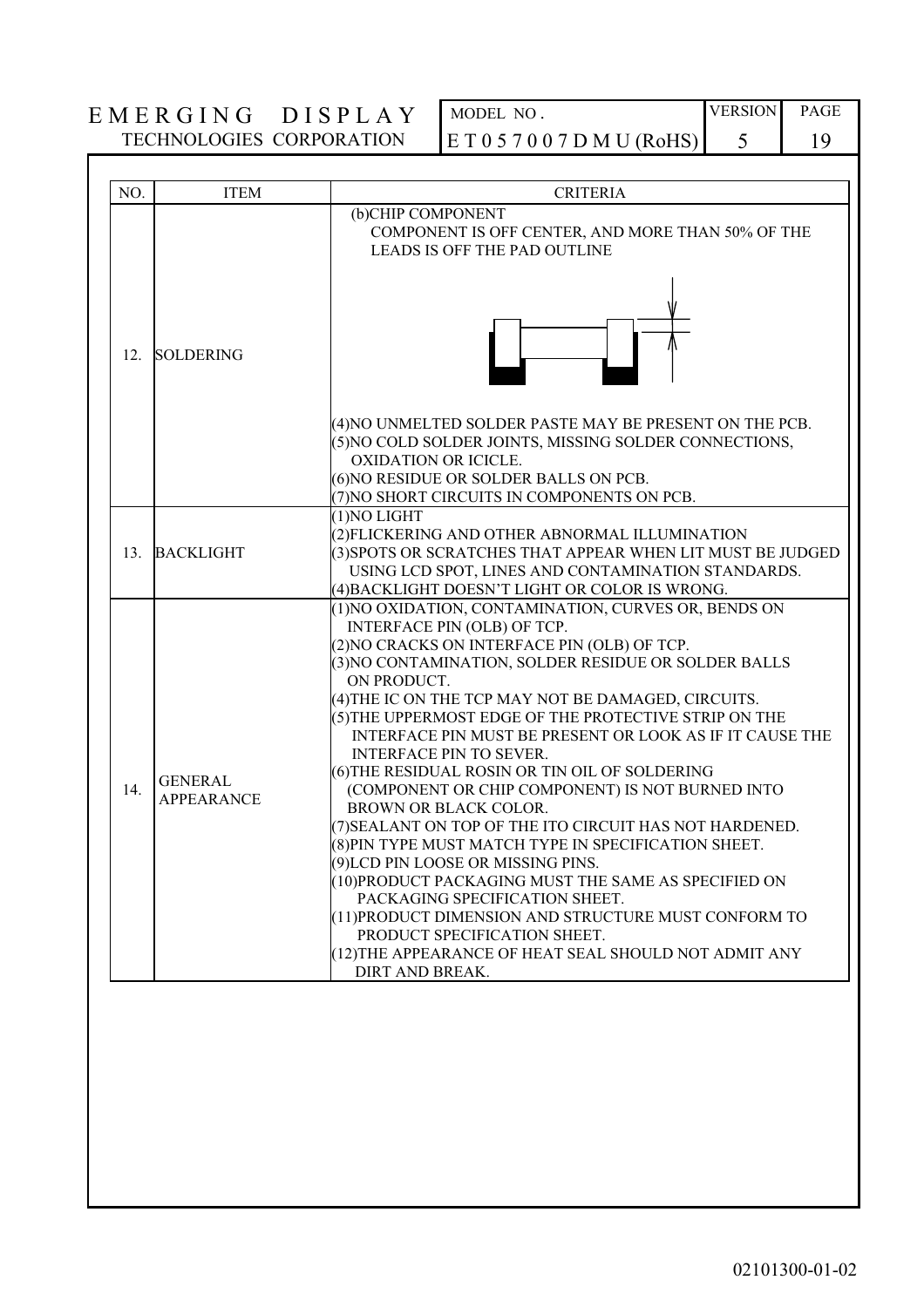| NO. | ITEM | CRITERIA |
|---|---|---|
| 12. | SOLDERING | (b)CHIP COMPONENT<br>COMPONENT IS OFF CENTER, AND MORE THAN 50% OF THE LEADS IS OFF THE PAD OUTLINE<br><br>(4)NO UNMELTED SOLDER PASTE MAY BE PRESENT ON THE PCB.<br>(5)NO COLD SOLDER JOINTS, MISSING SOLDER CONNECTIONS, OXIDATION OR ICICLE.<br>(6)NO RESIDUE OR SOLDER BALLS ON PCB.<br>(7)NO SHORT CIRCUITS IN COMPONENTS ON PCB. |
| 13. | BACKLIGHT | (1)NO LIGHT<br>(2)FLICKERING AND OTHER ABNORMAL ILLUMINATION<br>(3)SPOTS OR SCRATCHES THAT APPEAR WHEN LIT MUST BE JUDGED USING LCD SPOT, LINES AND CONTAMINATION STANDARDS.<br>(4)BACKLIGHT DOESN'T LIGHT OR COLOR IS WRONG. |
| 14. | GENERAL APPEARANCE | (1)NO OXIDATION, CONTAMINATION, CURVES OR, BENDS ON INTERFACE PIN (OLB) OF TCP.<br>(2)NO CRACKS ON INTERFACE PIN (OLB) OF TCP.<br>(3)NO CONTAMINATION, SOLDER RESIDUE OR SOLDER BALLS ON PRODUCT.<br>(4)THE IC ON THE TCP MAY NOT BE DAMAGED, CIRCUITS.<br>(5)THE UPPERMOST EDGE OF THE PROTECTIVE STRIP ON THE INTERFACE PIN MUST BE PRESENT OR LOOK AS IF IT CAUSE THE INTERFACE PIN TO SEVER.<br>(6)THE RESIDUAL ROSIN OR TIN OIL OF SOLDERING (COMPONENT OR CHIP COMPONENT) IS NOT BURNED INTO BROWN OR BLACK COLOR.<br>(7)SEALANT ON TOP OF THE ITO CIRCUIT HAS NOT HARDENED.<br>(8)PIN TYPE MUST MATCH TYPE IN SPECIFICATION SHEET.<br>(9)LCD PIN LOOSE OR MISSING PINS.<br>(10)PRODUCT PACKAGING MUST THE SAME AS SPECIFIED ON PACKAGING SPECIFICATION SHEET.<br>(11)PRODUCT DIMENSION AND STRUCTURE MUST CONFORM TO PRODUCT SPECIFICATION SHEET.<br>(12)THE APPEARANCE OF HEAT SEAL SHOULD NOT ADMIT ANY DIRT AND BREAK. |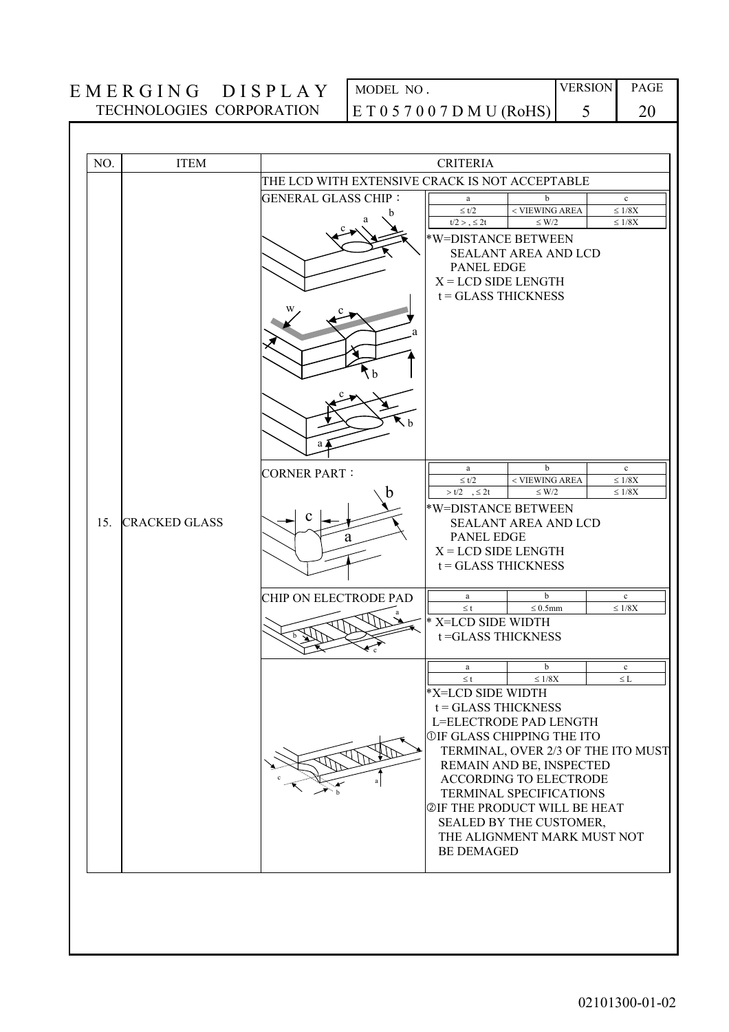| NO. | ITEM | CRITERIA |
|---|---|---|
| 15. | CRACKED GLASS | THE LCD WITH EXTENSIVE CRACK IS NOT ACCEPTABLE |

**GENERAL GLASS CHIP：**

| a | b | c |
|---|---|---|
| ≤ t/2 | < VIEWING AREA | ≤ 1/8X |
| t/2 >, ≤ 2t | ≤ W/2 | ≤ 1/8X |

*W=DISTANCE BETWEEN SEALANT AREA AND LCD PANEL EDGE
X = LCD SIDE LENGTH
t = GLASS THICKNESS

**CORNER PART：**

| a | b | c |
|---|---|---|
| ≤ t/2 | < VIEWING AREA | ≤ 1/8X |
| > t/2 , ≤ 2t | ≤ W/2 | ≤ 1/8X |

*W=DISTANCE BETWEEN SEALANT AREA AND LCD PANEL EDGE
X = LCD SIDE LENGTH
t = GLASS THICKNESS

**CHIP ON ELECTRODE PAD**

| a | b | c |
|---|---|---|
| ≤ t | ≤ 0.5mm | ≤ 1/8X |

* X=LCD SIDE WIDTH
t =GLASS THICKNESS

| a | b | c |
|---|---|---|
| ≤ t | ≤ 1/8X | ≤ L |

*X=LCD SIDE WIDTH
t = GLASS THICKNESS
L=ELECTRODE PAD LENGTH

① IF GLASS CHIPPING THE ITO TERMINAL, OVER 2/3 OF THE ITO MUST REMAIN AND BE, INSPECTED ACCORDING TO ELECTRODE TERMINAL SPECIFICATIONS

② IF THE PRODUCT WILL BE HEAT SEALED BY THE CUSTOMER, THE ALIGNMENT MARK MUST NOT BE DEMAGED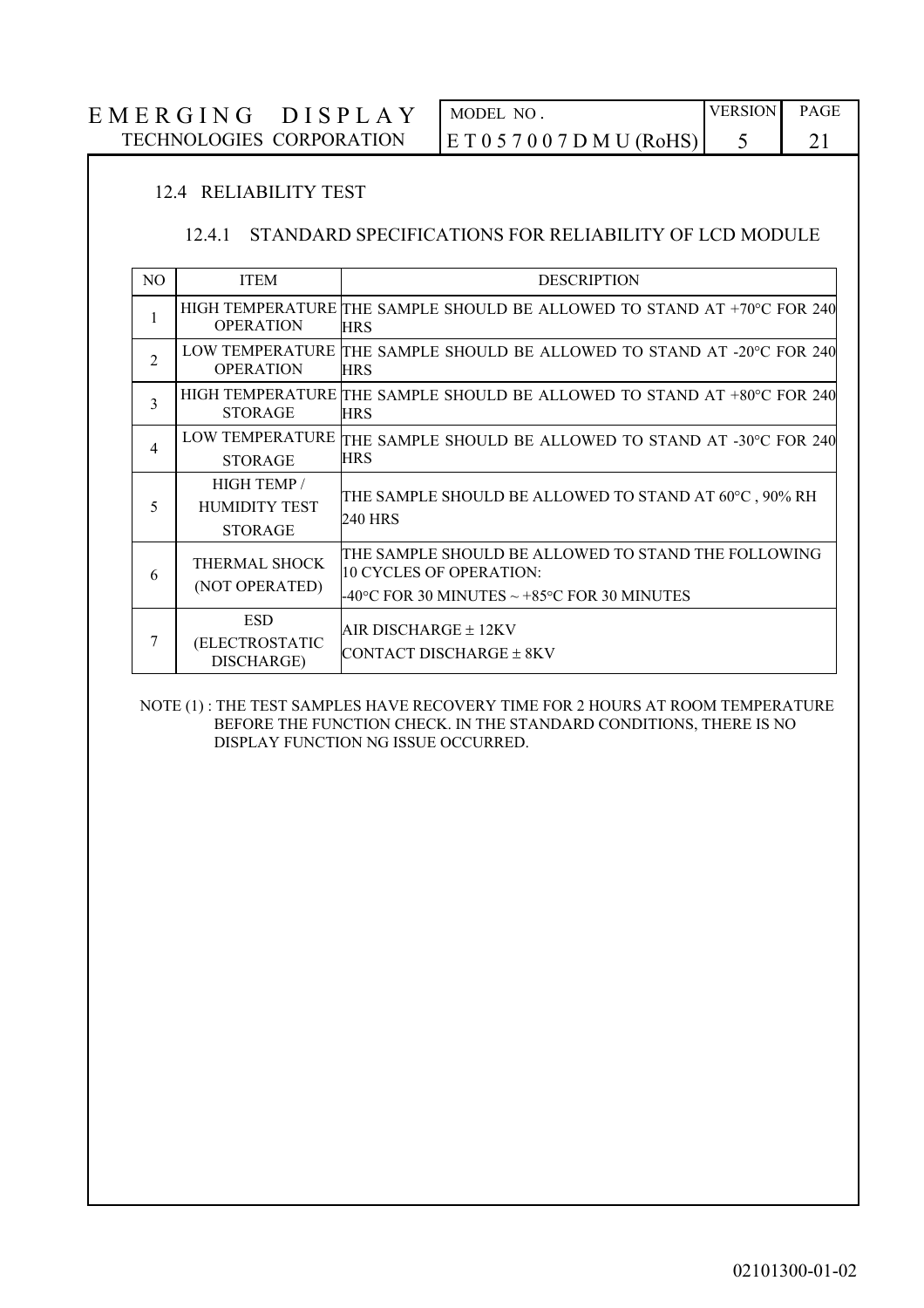### 12.4 RELIABILITY TEST

#### 12.4.1 STANDARD SPECIFICATIONS FOR RELIABILITY OF LCD MODULE

| NO | ITEM | DESCRIPTION |
|---|---|---|
| 1 | HIGH TEMPERATURE OPERATION | THE SAMPLE SHOULD BE ALLOWED TO STAND AT +70°C FOR 240 HRS |
| 2 | LOW TEMPERATURE OPERATION | THE SAMPLE SHOULD BE ALLOWED TO STAND AT -20°C FOR 240 HRS |
| 3 | HIGH TEMPERATURE STORAGE | THE SAMPLE SHOULD BE ALLOWED TO STAND AT +80°C FOR 240 HRS |
| 4 | LOW TEMPERATURE STORAGE | THE SAMPLE SHOULD BE ALLOWED TO STAND AT -30°C FOR 240 HRS |
| 5 | HIGH TEMP / HUMIDITY TEST STORAGE | THE SAMPLE SHOULD BE ALLOWED TO STAND AT 60°C , 90% RH 240 HRS |
| 6 | THERMAL SHOCK (NOT OPERATED) | THE SAMPLE SHOULD BE ALLOWED TO STAND THE FOLLOWING 10 CYCLES OF OPERATION: -40°C FOR 30 MINUTES ~ +85°C FOR 30 MINUTES |
| 7 | ESD (ELECTROSTATIC DISCHARGE) | AIR DISCHARGE ± 12KV<br>CONTACT DISCHARGE ± 8KV |

NOTE (1) : THE TEST SAMPLES HAVE RECOVERY TIME FOR 2 HOURS AT ROOM TEMPERATURE BEFORE THE FUNCTION CHECK. IN THE STANDARD CONDITIONS, THERE IS NO DISPLAY FUNCTION NG ISSUE OCCURRED.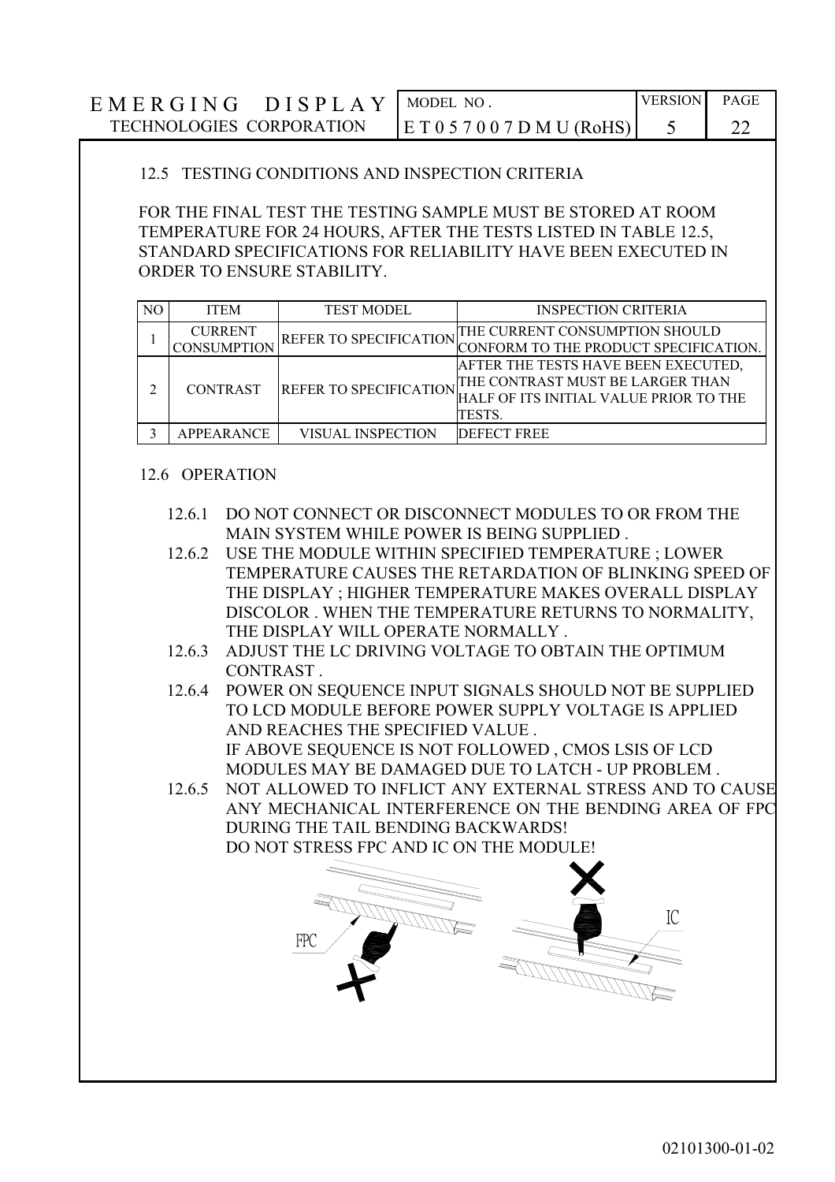## 12.5 TESTING CONDITIONS AND INSPECTION CRITERIA

FOR THE FINAL TEST THE TESTING SAMPLE MUST BE STORED AT ROOM TEMPERATURE FOR 24 HOURS, AFTER THE TESTS LISTED IN TABLE 12.5, STANDARD SPECIFICATIONS FOR RELIABILITY HAVE BEEN EXECUTED IN ORDER TO ENSURE STABILITY.

| NO | ITEM | TEST MODEL | INSPECTION CRITERIA |
|---|---|---|---|
| 1 | CURRENT CONSUMPTION | REFER TO SPECIFICATION | THE CURRENT CONSUMPTION SHOULD CONFORM TO THE PRODUCT SPECIFICATION. |
| 2 | CONTRAST | REFER TO SPECIFICATION | AFTER THE TESTS HAVE BEEN EXECUTED, THE CONTRAST MUST BE LARGER THAN HALF OF ITS INITIAL VALUE PRIOR TO THE TESTS. |
| 3 | APPEARANCE | VISUAL INSPECTION | DEFECT FREE |

## 12.6 OPERATION

12.6.1 DO NOT CONNECT OR DISCONNECT MODULES TO OR FROM THE MAIN SYSTEM WHILE POWER IS BEING SUPPLIED .

12.6.2 USE THE MODULE WITHIN SPECIFIED TEMPERATURE ; LOWER TEMPERATURE CAUSES THE RETARDATION OF BLINKING SPEED OF THE DISPLAY ; HIGHER TEMPERATURE MAKES OVERALL DISPLAY DISCOLOR . WHEN THE TEMPERATURE RETURNS TO NORMALITY, THE DISPLAY WILL OPERATE NORMALLY .

12.6.3 ADJUST THE LC DRIVING VOLTAGE TO OBTAIN THE OPTIMUM CONTRAST .

12.6.4 POWER ON SEQUENCE INPUT SIGNALS SHOULD NOT BE SUPPLIED TO LCD MODULE BEFORE POWER SUPPLY VOLTAGE IS APPLIED AND REACHES THE SPECIFIED VALUE .
IF ABOVE SEQUENCE IS NOT FOLLOWED , CMOS LSIS OF LCD MODULES MAY BE DAMAGED DUE TO LATCH - UP PROBLEM .

12.6.5 NOT ALLOWED TO INFLICT ANY EXTERNAL STRESS AND TO CAUSE ANY MECHANICAL INTERFERENCE ON THE BENDING AREA OF FPC DURING THE TAIL BENDING BACKWARDS!
DO NOT STRESS FPC AND IC ON THE MODULE!

FPC IC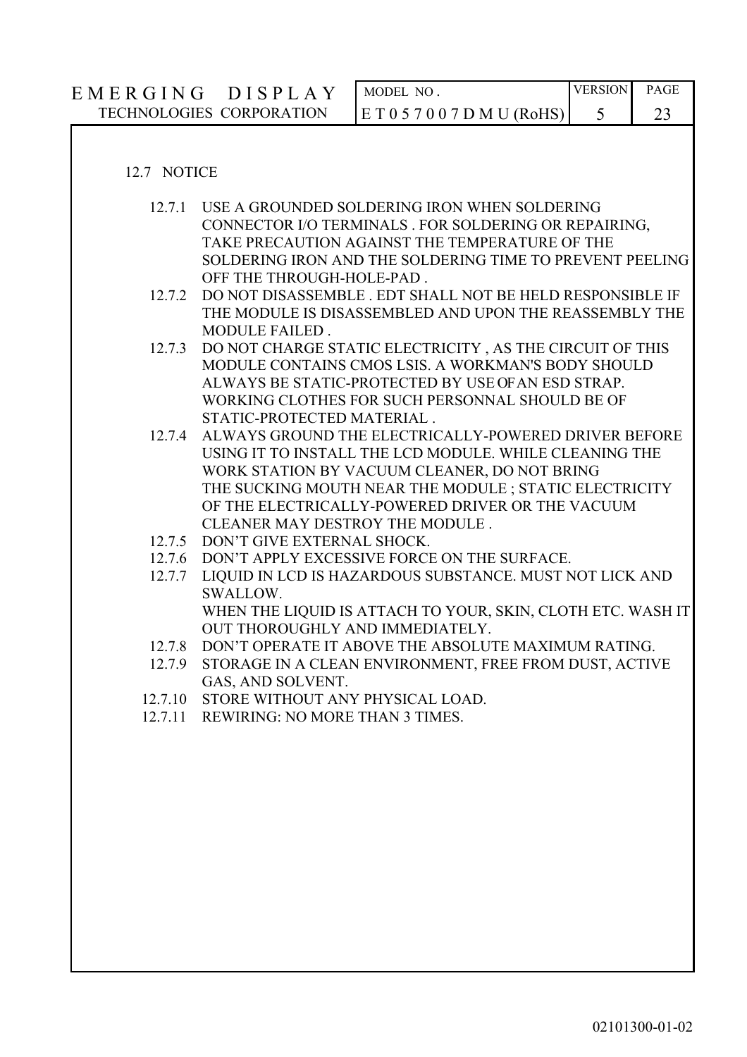## 12.7 NOTICE

12.7.1 USE A GROUNDED SOLDERING IRON WHEN SOLDERING CONNECTOR I/O TERMINALS . FOR SOLDERING OR REPAIRING, TAKE PRECAUTION AGAINST THE TEMPERATURE OF THE SOLDERING IRON AND THE SOLDERING TIME TO PREVENT PEELING OFF THE THROUGH-HOLE-PAD .

12.7.2 DO NOT DISASSEMBLE . EDT SHALL NOT BE HELD RESPONSIBLE IF THE MODULE IS DISASSEMBLED AND UPON THE REASSEMBLY THE MODULE FAILED .

12.7.3 DO NOT CHARGE STATIC ELECTRICITY , AS THE CIRCUIT OF THIS MODULE CONTAINS CMOS LSIS. A WORKMAN'S BODY SHOULD ALWAYS BE STATIC-PROTECTED BY USE OF AN ESD STRAP. WORKING CLOTHES FOR SUCH PERSONNAL SHOULD BE OF STATIC-PROTECTED MATERIAL .

12.7.4 ALWAYS GROUND THE ELECTRICALLY-POWERED DRIVER BEFORE USING IT TO INSTALL THE LCD MODULE. WHILE CLEANING THE WORK STATION BY VACUUM CLEANER, DO NOT BRING THE SUCKING MOUTH NEAR THE MODULE ; STATIC ELECTRICITY OF THE ELECTRICALLY-POWERED DRIVER OR THE VACUUM CLEANER MAY DESTROY THE MODULE .

12.7.5 DON'T GIVE EXTERNAL SHOCK.

12.7.6 DON'T APPLY EXCESSIVE FORCE ON THE SURFACE.

12.7.7 LIQUID IN LCD IS HAZARDOUS SUBSTANCE. MUST NOT LICK AND SWALLOW.
WHEN THE LIQUID IS ATTACH TO YOUR, SKIN, CLOTH ETC. WASH IT OUT THOROUGHLY AND IMMEDIATELY.

12.7.8 DON'T OPERATE IT ABOVE THE ABSOLUTE MAXIMUM RATING.

12.7.9 STORAGE IN A CLEAN ENVIRONMENT, FREE FROM DUST, ACTIVE GAS, AND SOLVENT.

12.7.10 STORE WITHOUT ANY PHYSICAL LOAD.

12.7.11 REWIRING: NO MORE THAN 3 TIMES.